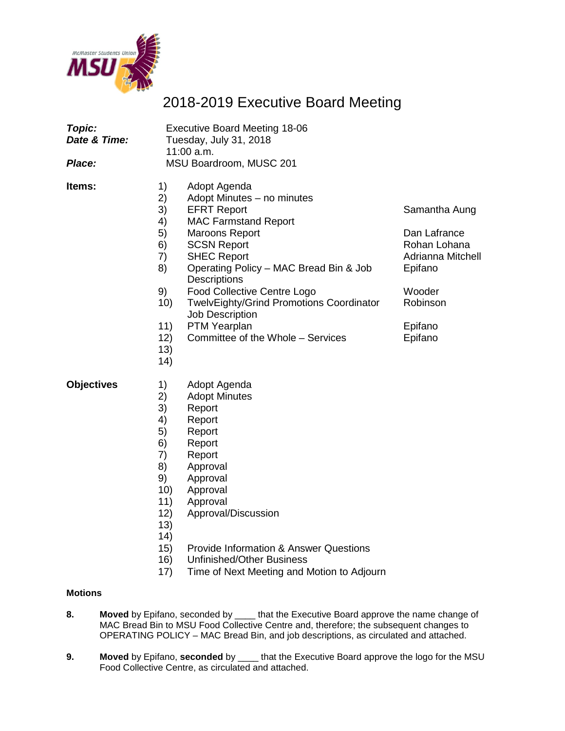# 2018-2019 Executive Board Meeting

| | |
|---|---|
| ***Topic:*** | Executive Board Meeting 18-06 |
| ***Date & Time:*** | Tuesday, July 31, 2018<br>11:00 a.m. |
| ***Place:*** | MSU Boardroom, MUSC 201 |

**Items:**

| | | |
|---|---|---|
| 1) | Adopt Agenda | |
| 2) | Adopt Minutes – no minutes | |
| 3) | EFRT Report | Samantha Aung |
| 4) | MAC Farmstand Report | |
| 5) | Maroons Report | Dan Lafrance |
| 6) | SCSN Report | Rohan Lohana |
| 7) | SHEC Report | Adrianna Mitchell |
| 8) | Operating Policy – MAC Bread Bin & Job Descriptions | Epifano |
| 9) | Food Collective Centre Logo | Wooder |
| 10) | TwelvEighty/Grind Promotions Coordinator Job Description | Robinson |
| 11) | PTM Yearplan | Epifano |
| 12) | Committee of the Whole – Services | Epifano |
| 13) | | |
| 14) | | |

**Objectives**

1) Adopt Agenda
2) Adopt Minutes
3) Report
4) Report
5) Report
6) Report
7) Report
8) Approval
9) Approval
10) Approval
11) Approval
12) Approval/Discussion
13)
14)
15) Provide Information & Answer Questions
16) Unfinished/Other Business
17) Time of Next Meeting and Motion to Adjourn

**Motions**

**8.** **Moved** by Epifano, seconded by ____ that the Executive Board approve the name change of MAC Bread Bin to MSU Food Collective Centre and, therefore; the subsequent changes to OPERATING POLICY – MAC Bread Bin, and job descriptions, as circulated and attached.

**9.** **Moved** by Epifano, **seconded** by ____ that the Executive Board approve the logo for the MSU Food Collective Centre, as circulated and attached.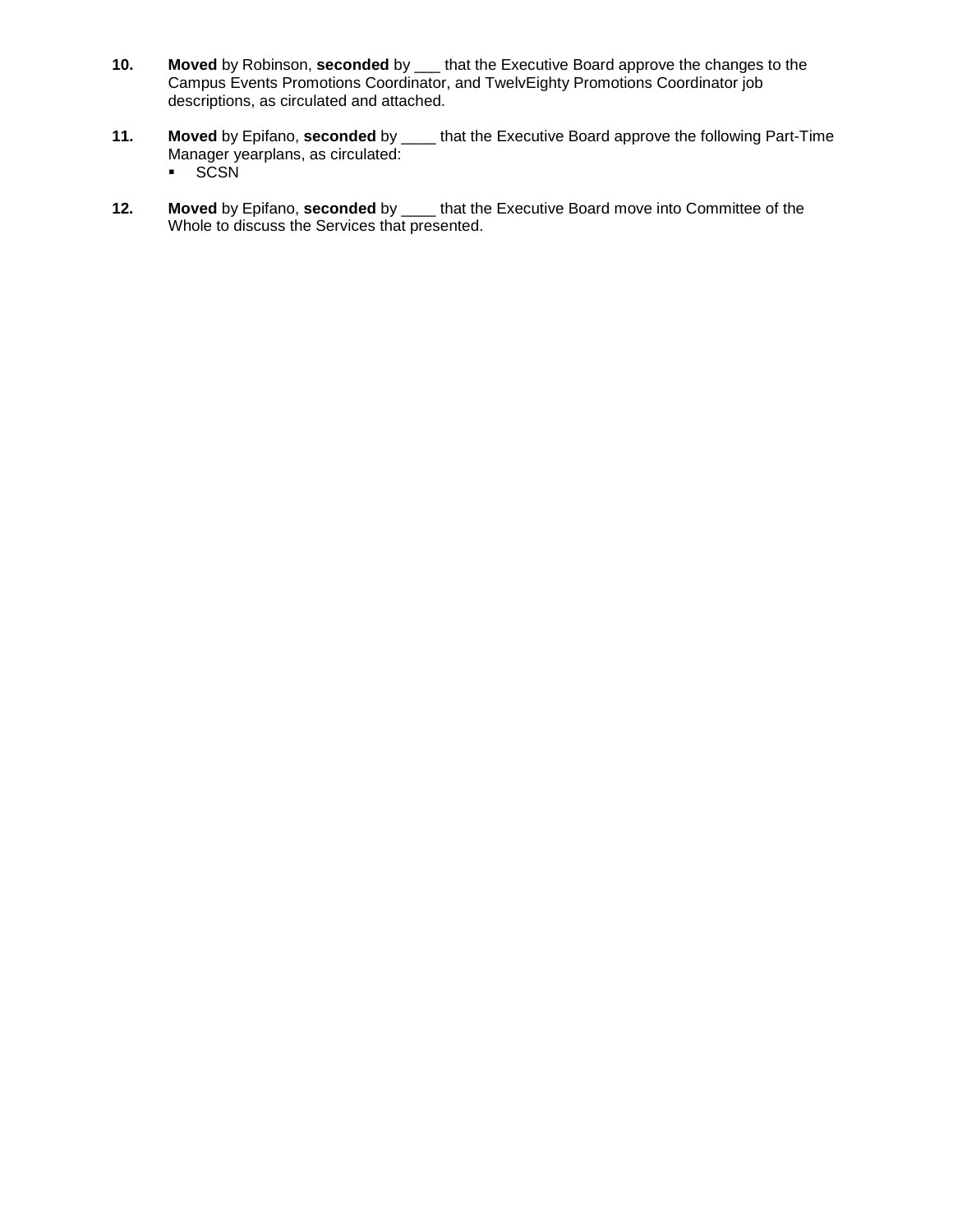**10.** **Moved** by Robinson, **seconded** by ___ that the Executive Board approve the changes to the Campus Events Promotions Coordinator, and TwelvEighty Promotions Coordinator job descriptions, as circulated and attached.

**11.** **Moved** by Epifano, **seconded** by ____ that the Executive Board approve the following Part-Time Manager yearplans, as circulated:

- SCSN

**12.** **Moved** by Epifano, **seconded** by ____ that the Executive Board move into Committee of the Whole to discuss the Services that presented.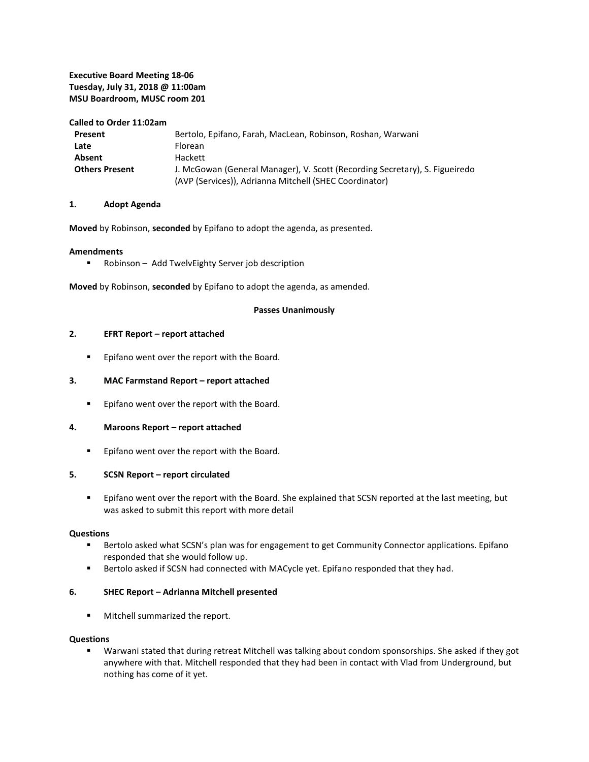**Executive Board Meeting 18-06**
**Tuesday, July 31, 2018 @ 11:00am**
**MSU Boardroom, MUSC room 201**

**Called to Order 11:02am**

| | |
|---|---|
| **Present** | Bertolo, Epifano, Farah, MacLean, Robinson, Roshan, Warwani |
| **Late** | Florean |
| **Absent** | Hackett |
| **Others Present** | J. McGowan (General Manager), V. Scott (Recording Secretary), S. Figueiredo (AVP (Services)), Adrianna Mitchell (SHEC Coordinator) |

**1. Adopt Agenda**

**Moved** by Robinson, **seconded** by Epifano to adopt the agenda, as presented.

**Amendments**

- Robinson – Add TwelvEighty Server job description

**Moved** by Robinson, **seconded** by Epifano to adopt the agenda, as amended.

**Passes Unanimously**

**2. EFRT Report – report attached**

- Epifano went over the report with the Board.

**3. MAC Farmstand Report – report attached**

- Epifano went over the report with the Board.

**4. Maroons Report – report attached**

- Epifano went over the report with the Board.

**5. SCSN Report – report circulated**

- Epifano went over the report with the Board. She explained that SCSN reported at the last meeting, but was asked to submit this report with more detail

**Questions**

- Bertolo asked what SCSN's plan was for engagement to get Community Connector applications. Epifano responded that she would follow up.
- Bertolo asked if SCSN had connected with MACycle yet. Epifano responded that they had.

**6. SHEC Report – Adrianna Mitchell presented**

- Mitchell summarized the report.

**Questions**

- Warwani stated that during retreat Mitchell was talking about condom sponsorships. She asked if they got anywhere with that. Mitchell responded that they had been in contact with Vlad from Underground, but nothing has come of it yet.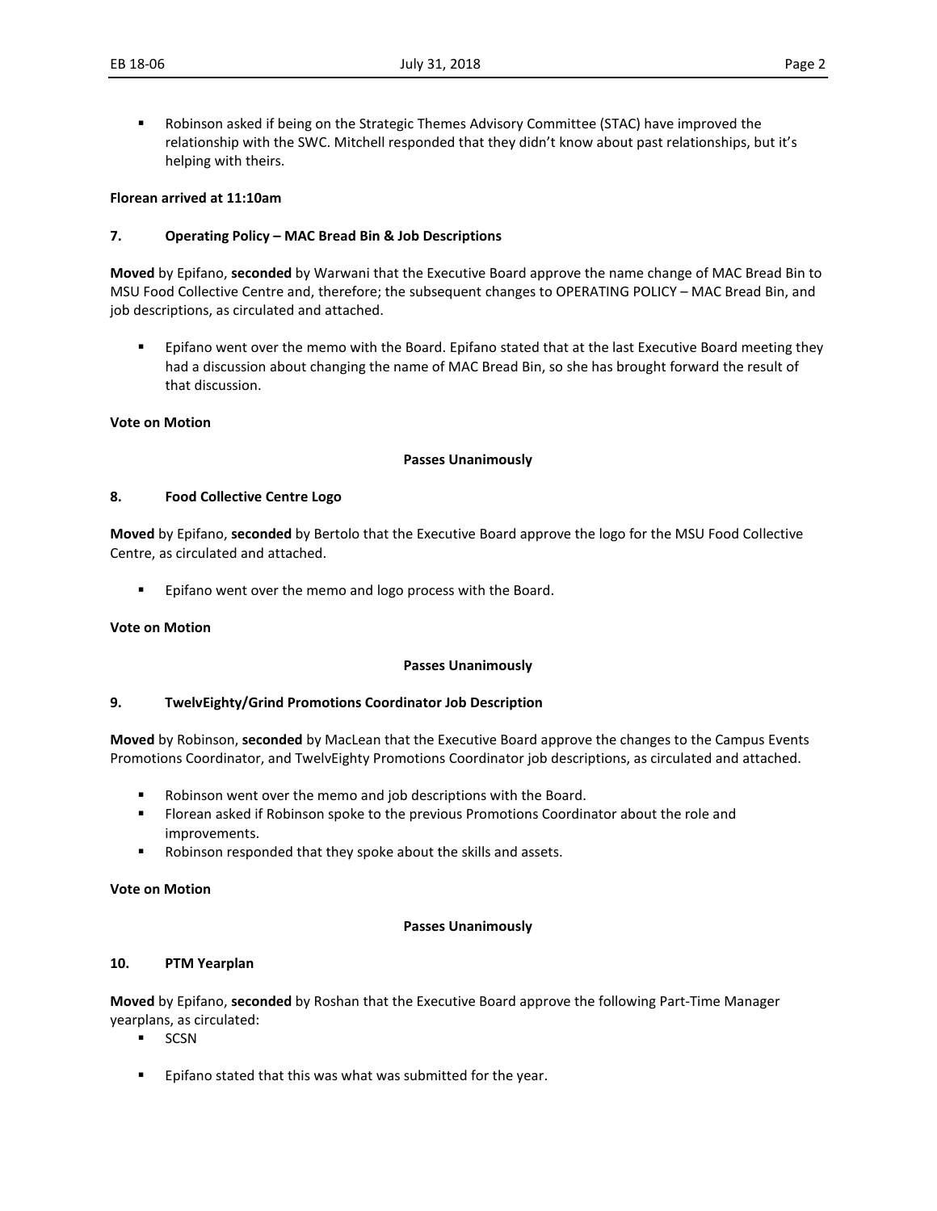- Robinson asked if being on the Strategic Themes Advisory Committee (STAC) have improved the relationship with the SWC. Mitchell responded that they didn't know about past relationships, but it's helping with theirs.

**Florean arrived at 11:10am**

### 7. Operating Policy – MAC Bread Bin & Job Descriptions

**Moved** by Epifano, **seconded** by Warwani that the Executive Board approve the name change of MAC Bread Bin to MSU Food Collective Centre and, therefore; the subsequent changes to OPERATING POLICY – MAC Bread Bin, and job descriptions, as circulated and attached.

- Epifano went over the memo with the Board. Epifano stated that at the last Executive Board meeting they had a discussion about changing the name of MAC Bread Bin, so she has brought forward the result of that discussion.

**Vote on Motion**

**Passes Unanimously**

### 8. Food Collective Centre Logo

**Moved** by Epifano, **seconded** by Bertolo that the Executive Board approve the logo for the MSU Food Collective Centre, as circulated and attached.

- Epifano went over the memo and logo process with the Board.

**Vote on Motion**

**Passes Unanimously**

### 9. TwelvEighty/Grind Promotions Coordinator Job Description

**Moved** by Robinson, **seconded** by MacLean that the Executive Board approve the changes to the Campus Events Promotions Coordinator, and TwelvEighty Promotions Coordinator job descriptions, as circulated and attached.

- Robinson went over the memo and job descriptions with the Board.
- Florean asked if Robinson spoke to the previous Promotions Coordinator about the role and improvements.
- Robinson responded that they spoke about the skills and assets.

**Vote on Motion**

**Passes Unanimously**

### 10. PTM Yearplan

**Moved** by Epifano, **seconded** by Roshan that the Executive Board approve the following Part-Time Manager yearplans, as circulated:

- SCSN

- Epifano stated that this was what was submitted for the year.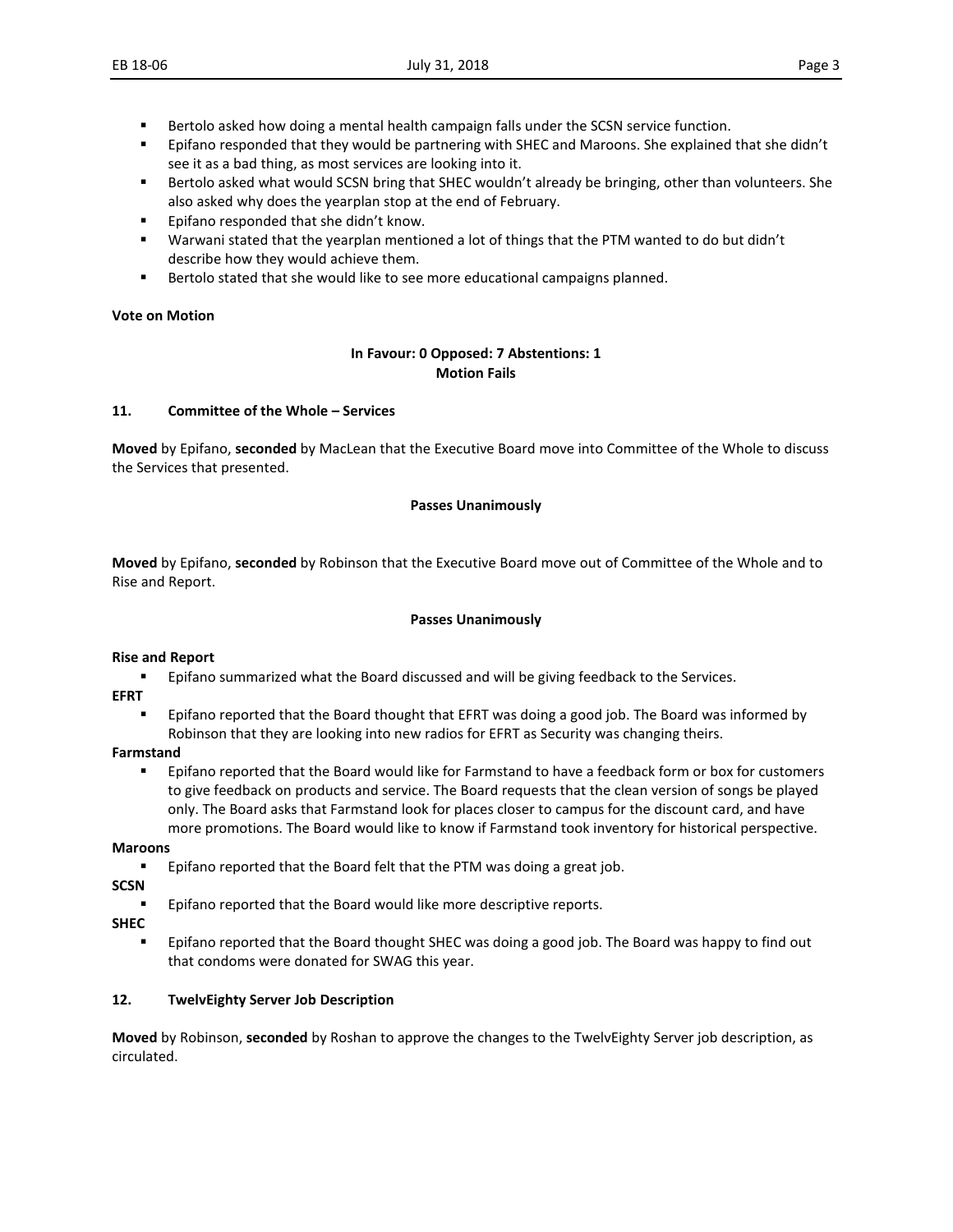- Bertolo asked how doing a mental health campaign falls under the SCSN service function.
- Epifano responded that they would be partnering with SHEC and Maroons. She explained that she didn't see it as a bad thing, as most services are looking into it.
- Bertolo asked what would SCSN bring that SHEC wouldn't already be bringing, other than volunteers. She also asked why does the yearplan stop at the end of February.
- Epifano responded that she didn't know.
- Warwani stated that the yearplan mentioned a lot of things that the PTM wanted to do but didn't describe how they would achieve them.
- Bertolo stated that she would like to see more educational campaigns planned.

**Vote on Motion**

**In Favour: 0 Opposed: 7 Abstentions: 1**
**Motion Fails**

## 11. Committee of the Whole – Services

**Moved** by Epifano, **seconded** by MacLean that the Executive Board move into Committee of the Whole to discuss the Services that presented.

**Passes Unanimously**

**Moved** by Epifano, **seconded** by Robinson that the Executive Board move out of Committee of the Whole and to Rise and Report.

**Passes Unanimously**

**Rise and Report**

- Epifano summarized what the Board discussed and will be giving feedback to the Services.

**EFRT**

- Epifano reported that the Board thought that EFRT was doing a good job. The Board was informed by Robinson that they are looking into new radios for EFRT as Security was changing theirs.

**Farmstand**

- Epifano reported that the Board would like for Farmstand to have a feedback form or box for customers to give feedback on products and service. The Board requests that the clean version of songs be played only. The Board asks that Farmstand look for places closer to campus for the discount card, and have more promotions. The Board would like to know if Farmstand took inventory for historical perspective.

**Maroons**

- Epifano reported that the Board felt that the PTM was doing a great job.

**SCSN**

- Epifano reported that the Board would like more descriptive reports.

**SHEC**

- Epifano reported that the Board thought SHEC was doing a good job. The Board was happy to find out that condoms were donated for SWAG this year.

## 12. TwelvEighty Server Job Description

**Moved** by Robinson, **seconded** by Roshan to approve the changes to the TwelvEighty Server job description, as circulated.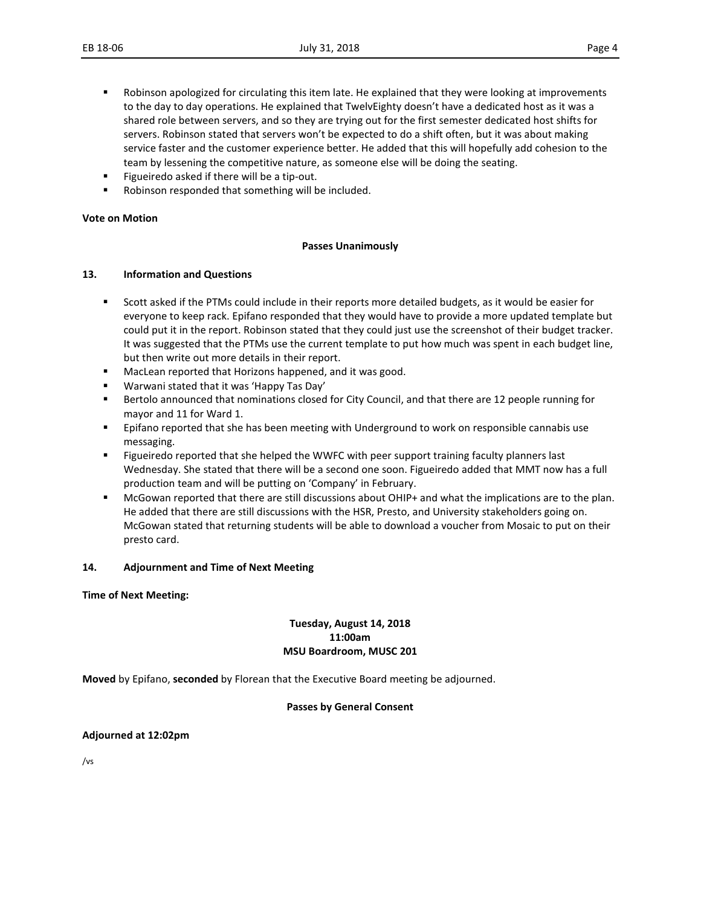- Robinson apologized for circulating this item late. He explained that they were looking at improvements to the day to day operations. He explained that TwelvEighty doesn't have a dedicated host as it was a shared role between servers, and so they are trying out for the first semester dedicated host shifts for servers. Robinson stated that servers won't be expected to do a shift often, but it was about making service faster and the customer experience better. He added that this will hopefully add cohesion to the team by lessening the competitive nature, as someone else will be doing the seating.
- Figueiredo asked if there will be a tip-out.
- Robinson responded that something will be included.

**Vote on Motion**

**Passes Unanimously**

**13. Information and Questions**

- Scott asked if the PTMs could include in their reports more detailed budgets, as it would be easier for everyone to keep rack. Epifano responded that they would have to provide a more updated template but could put it in the report. Robinson stated that they could just use the screenshot of their budget tracker. It was suggested that the PTMs use the current template to put how much was spent in each budget line, but then write out more details in their report.
- MacLean reported that Horizons happened, and it was good.
- Warwani stated that it was 'Happy Tas Day'
- Bertolo announced that nominations closed for City Council, and that there are 12 people running for mayor and 11 for Ward 1.
- Epifano reported that she has been meeting with Underground to work on responsible cannabis use messaging.
- Figueiredo reported that she helped the WWFC with peer support training faculty planners last Wednesday. She stated that there will be a second one soon. Figueiredo added that MMT now has a full production team and will be putting on 'Company' in February.
- McGowan reported that there are still discussions about OHIP+ and what the implications are to the plan. He added that there are still discussions with the HSR, Presto, and University stakeholders going on. McGowan stated that returning students will be able to download a voucher from Mosaic to put on their presto card.

**14. Adjournment and Time of Next Meeting**

**Time of Next Meeting:**

**Tuesday, August 14, 2018**
**11:00am**
**MSU Boardroom, MUSC 201**

**Moved** by Epifano, **seconded** by Florean that the Executive Board meeting be adjourned.

**Passes by General Consent**

**Adjourned at 12:02pm**

/vs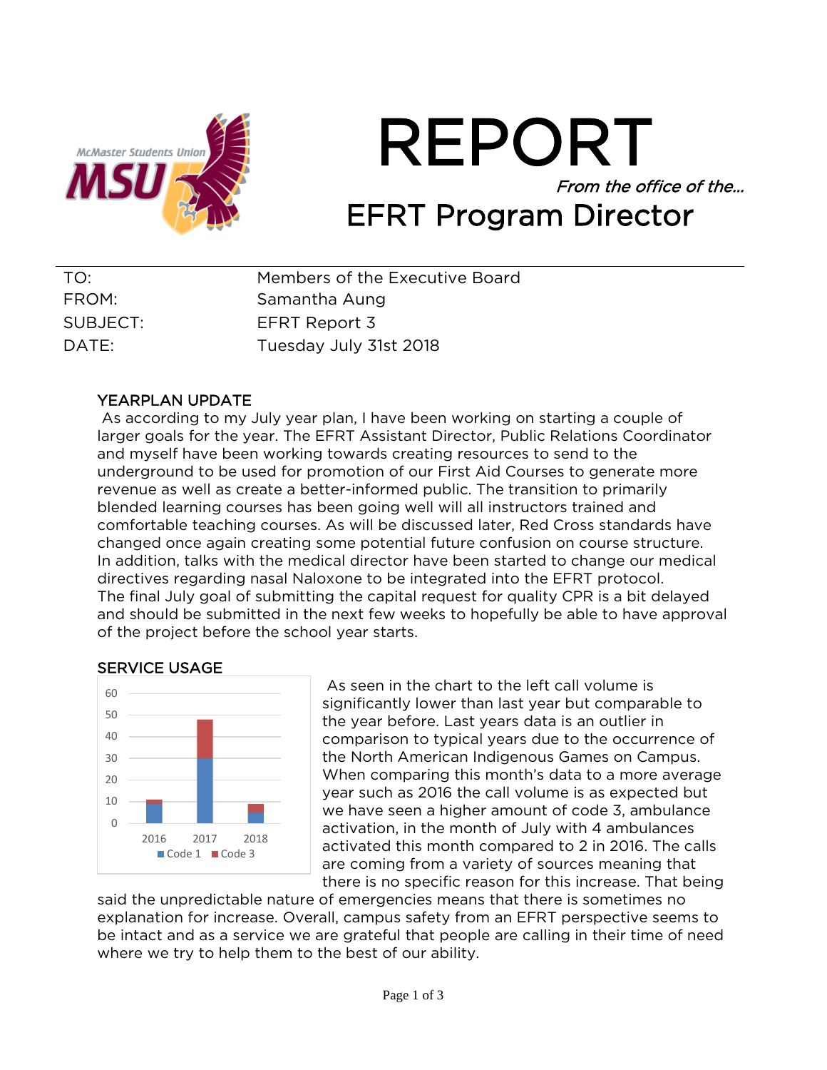# REPORT

*From the office of the…*

## EFRT Program Director

| | |
|---|---|
| TO: | Members of the Executive Board |
| FROM: | Samantha Aung |
| SUBJECT: | EFRT Report 3 |
| DATE: | Tuesday July 31st 2018 |

### YEARPLAN UPDATE

As according to my July year plan, I have been working on starting a couple of larger goals for the year. The EFRT Assistant Director, Public Relations Coordinator and myself have been working towards creating resources to send to the underground to be used for promotion of our First Aid Courses to generate more revenue as well as create a better-informed public. The transition to primarily blended learning courses has been going well will all instructors trained and comfortable teaching courses. As will be discussed later, Red Cross standards have changed once again creating some potential future confusion on course structure. In addition, talks with the medical director have been started to change our medical directives regarding nasal Naloxone to be integrated into the EFRT protocol. The final July goal of submitting the capital request for quality CPR is a bit delayed and should be submitted in the next few weeks to hopefully be able to have approval of the project before the school year starts.

### SERVICE USAGE

| Year | Code 1 | Code 3 |
|---|---|---|
| 2016 | 9 | 2 |
| 2017 | 30 | 18 |
| 2018 | 5 | 4 |

As seen in the chart to the left call volume is significantly lower than last year but comparable to the year before. Last years data is an outlier in comparison to typical years due to the occurrence of the North American Indigenous Games on Campus. When comparing this month's data to a more average year such as 2016 the call volume is as expected but we have seen a higher amount of code 3, ambulance activation, in the month of July with 4 ambulances activated this month compared to 2 in 2016. The calls are coming from a variety of sources meaning that there is no specific reason for this increase. That being said the unpredictable nature of emergencies means that there is sometimes no explanation for increase. Overall, campus safety from an EFRT perspective seems to be intact and as a service we are grateful that people are calling in their time of need where we try to help them to the best of our ability.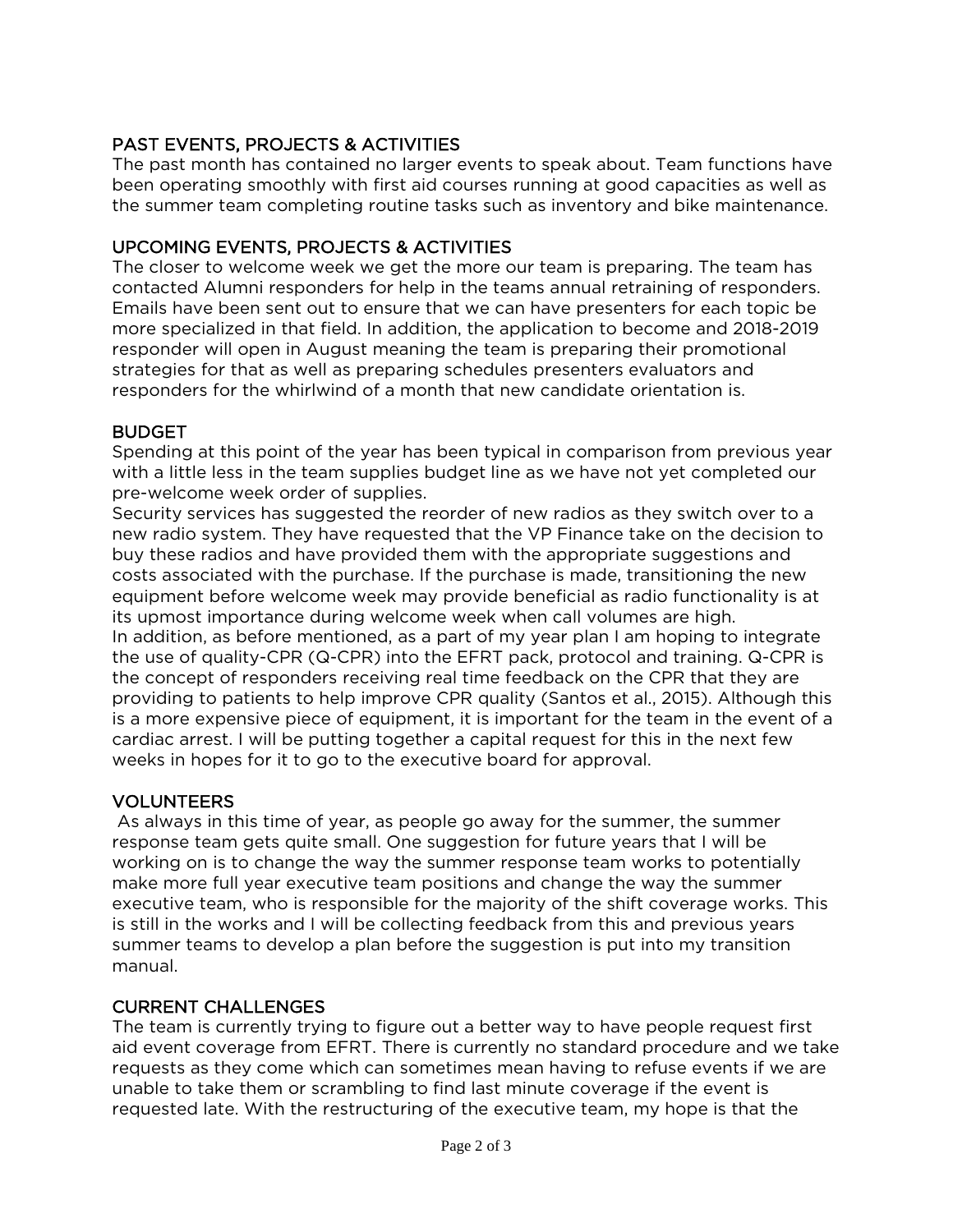## PAST EVENTS, PROJECTS & ACTIVITIES

The past month has contained no larger events to speak about. Team functions have been operating smoothly with first aid courses running at good capacities as well as the summer team completing routine tasks such as inventory and bike maintenance.

## UPCOMING EVENTS, PROJECTS & ACTIVITIES

The closer to welcome week we get the more our team is preparing. The team has contacted Alumni responders for help in the teams annual retraining of responders. Emails have been sent out to ensure that we can have presenters for each topic be more specialized in that field. In addition, the application to become and 2018-2019 responder will open in August meaning the team is preparing their promotional strategies for that as well as preparing schedules presenters evaluators and responders for the whirlwind of a month that new candidate orientation is.

## BUDGET

Spending at this point of the year has been typical in comparison from previous year with a little less in the team supplies budget line as we have not yet completed our pre-welcome week order of supplies.

Security services has suggested the reorder of new radios as they switch over to a new radio system. They have requested that the VP Finance take on the decision to buy these radios and have provided them with the appropriate suggestions and costs associated with the purchase. If the purchase is made, transitioning the new equipment before welcome week may provide beneficial as radio functionality is at its upmost importance during welcome week when call volumes are high.

In addition, as before mentioned, as a part of my year plan I am hoping to integrate the use of quality-CPR (Q-CPR) into the EFRT pack, protocol and training. Q-CPR is the concept of responders receiving real time feedback on the CPR that they are providing to patients to help improve CPR quality (Santos et al., 2015). Although this is a more expensive piece of equipment, it is important for the team in the event of a cardiac arrest. I will be putting together a capital request for this in the next few weeks in hopes for it to go to the executive board for approval.

## VOLUNTEERS

As always in this time of year, as people go away for the summer, the summer response team gets quite small. One suggestion for future years that I will be working on is to change the way the summer response team works to potentially make more full year executive team positions and change the way the summer executive team, who is responsible for the majority of the shift coverage works. This is still in the works and I will be collecting feedback from this and previous years summer teams to develop a plan before the suggestion is put into my transition manual.

## CURRENT CHALLENGES

The team is currently trying to figure out a better way to have people request first aid event coverage from EFRT. There is currently no standard procedure and we take requests as they come which can sometimes mean having to refuse events if we are unable to take them or scrambling to find last minute coverage if the event is requested late. With the restructuring of the executive team, my hope is that the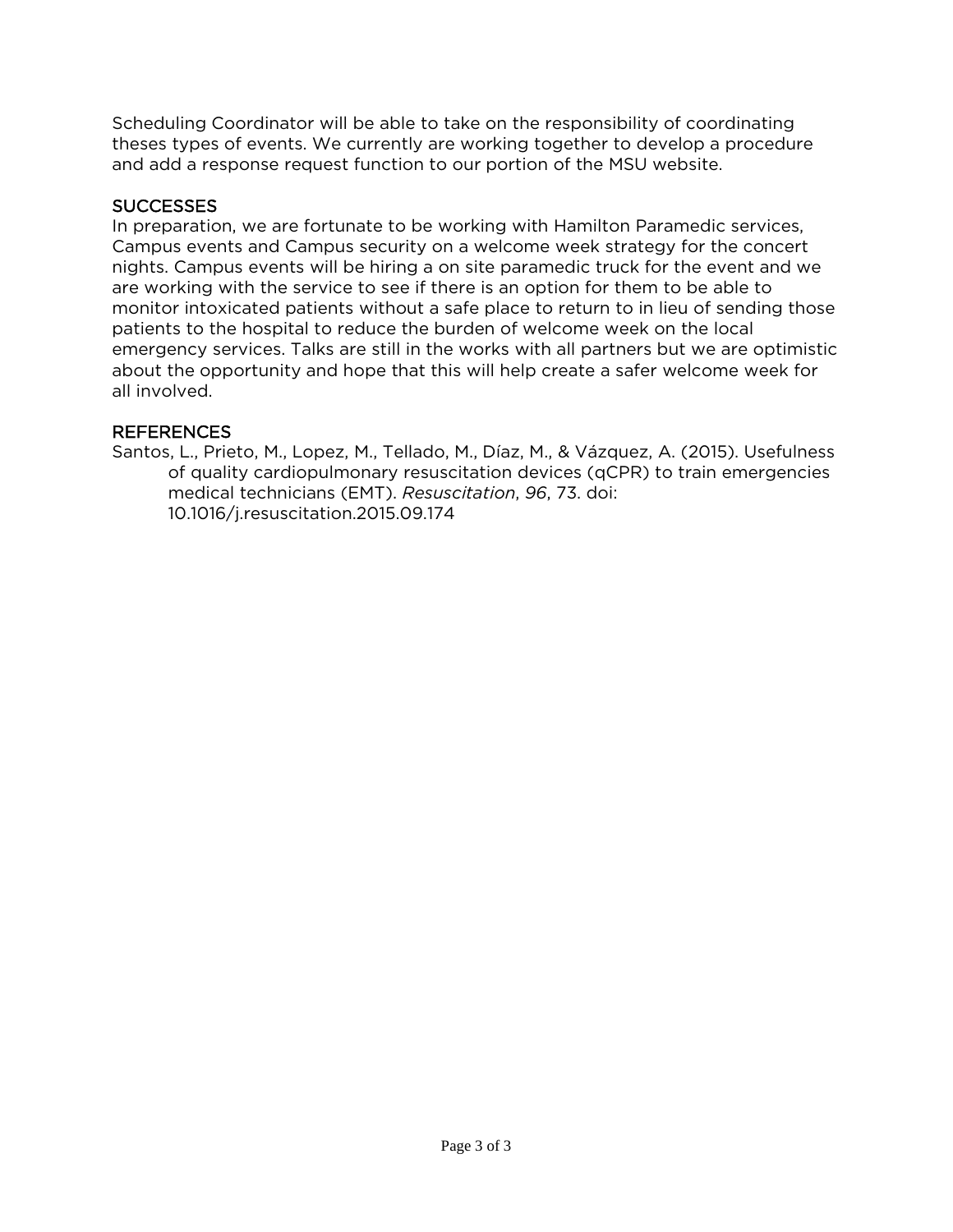Scheduling Coordinator will be able to take on the responsibility of coordinating theses types of events. We currently are working together to develop a procedure and add a response request function to our portion of the MSU website.

## SUCCESSES

In preparation, we are fortunate to be working with Hamilton Paramedic services, Campus events and Campus security on a welcome week strategy for the concert nights. Campus events will be hiring a on site paramedic truck for the event and we are working with the service to see if there is an option for them to be able to monitor intoxicated patients without a safe place to return to in lieu of sending those patients to the hospital to reduce the burden of welcome week on the local emergency services. Talks are still in the works with all partners but we are optimistic about the opportunity and hope that this will help create a safer welcome week for all involved.

## REFERENCES

Santos, L., Prieto, M., Lopez, M., Tellado, M., Díaz, M., & Vázquez, A. (2015). Usefulness of quality cardiopulmonary resuscitation devices (qCPR) to train emergencies medical technicians (EMT). *Resuscitation*, *96*, 73. doi: 10.1016/j.resuscitation.2015.09.174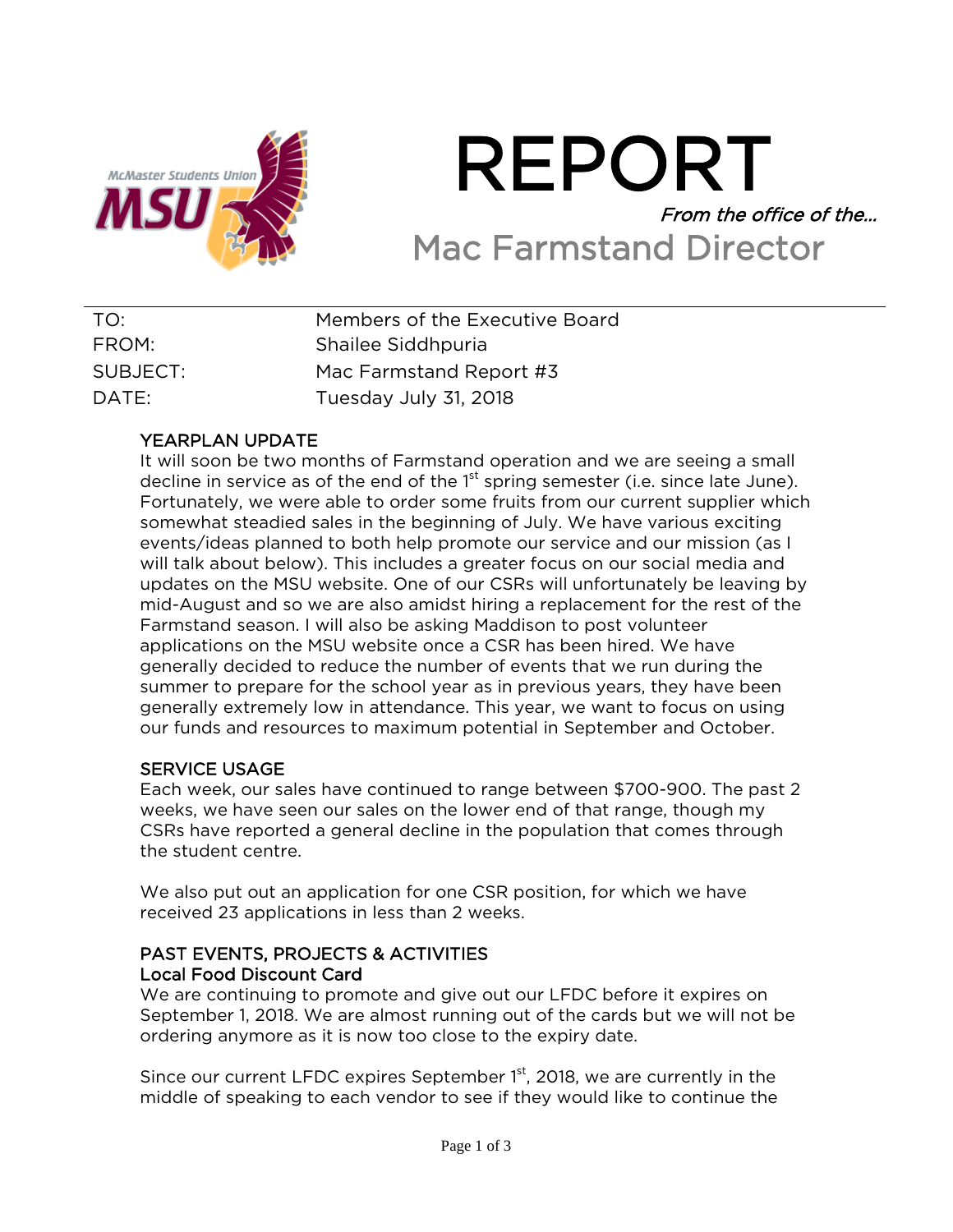# REPORT

*From the office of the…*

## Mac Farmstand Director

| | |
|---|---|
| TO: | Members of the Executive Board |
| FROM: | Shailee Siddhpuria |
| SUBJECT: | Mac Farmstand Report #3 |
| DATE: | Tuesday July 31, 2018 |

### YEARPLAN UPDATE

It will soon be two months of Farmstand operation and we are seeing a small decline in service as of the end of the 1st spring semester (i.e. since late June). Fortunately, we were able to order some fruits from our current supplier which somewhat steadied sales in the beginning of July. We have various exciting events/ideas planned to both help promote our service and our mission (as I will talk about below). This includes a greater focus on our social media and updates on the MSU website. One of our CSRs will unfortunately be leaving by mid-August and so we are also amidst hiring a replacement for the rest of the Farmstand season. I will also be asking Maddison to post volunteer applications on the MSU website once a CSR has been hired. We have generally decided to reduce the number of events that we run during the summer to prepare for the school year as in previous years, they have been generally extremely low in attendance. This year, we want to focus on using our funds and resources to maximum potential in September and October.

### SERVICE USAGE

Each week, our sales have continued to range between $700-900. The past 2 weeks, we have seen our sales on the lower end of that range, though my CSRs have reported a general decline in the population that comes through the student centre.

We also put out an application for one CSR position, for which we have received 23 applications in less than 2 weeks.

### PAST EVENTS, PROJECTS & ACTIVITIES

#### Local Food Discount Card

We are continuing to promote and give out our LFDC before it expires on September 1, 2018. We are almost running out of the cards but we will not be ordering anymore as it is now too close to the expiry date.

Since our current LFDC expires September 1st, 2018, we are currently in the middle of speaking to each vendor to see if they would like to continue the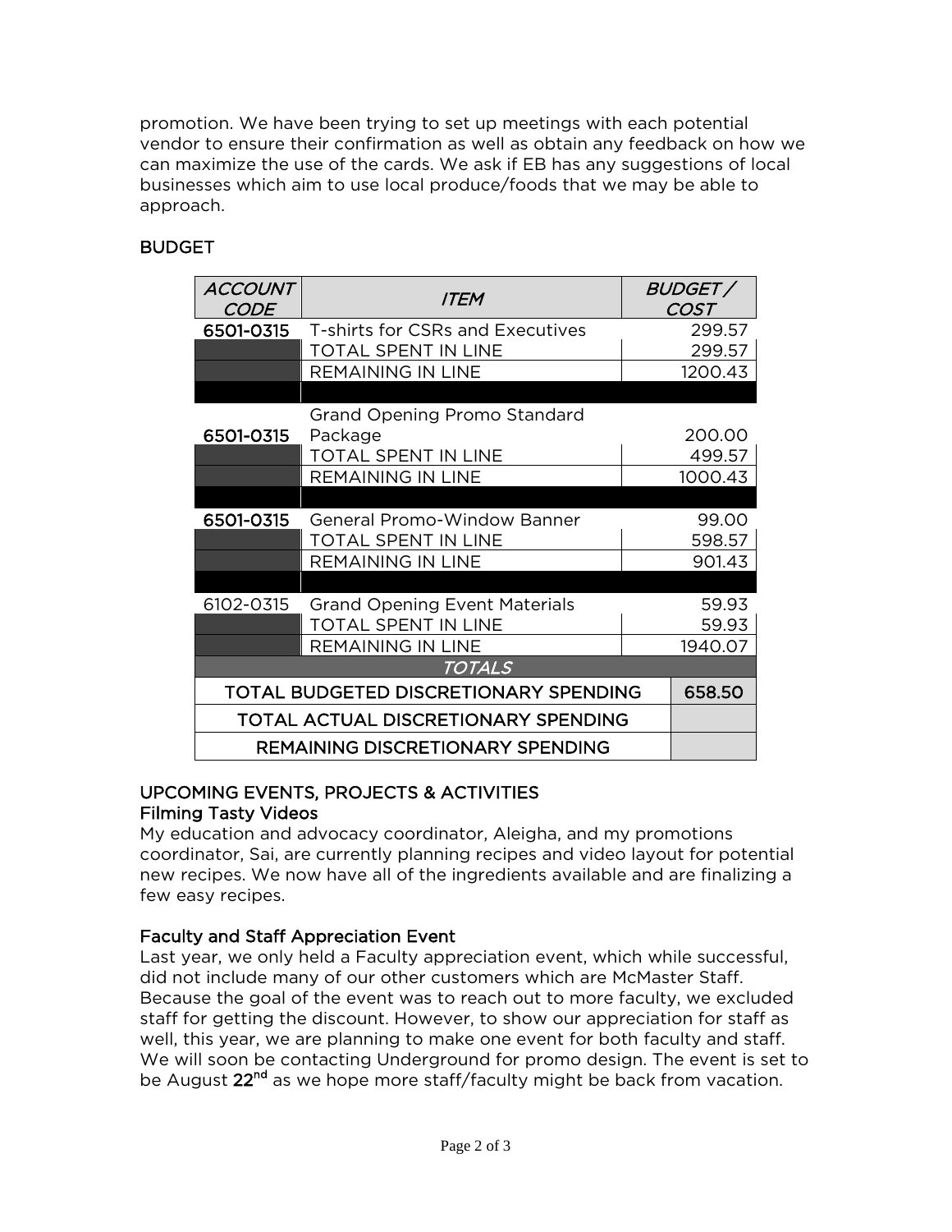promotion. We have been trying to set up meetings with each potential vendor to ensure their confirmation as well as obtain any feedback on how we can maximize the use of the cards. We ask if EB has any suggestions of local businesses which aim to use local produce/foods that we may be able to approach.

## BUDGET

| *ACCOUNT CODE* | *ITEM* | *BUDGET / COST* |
|---|---|---|
| **6501-0315** | T-shirts for CSRs and Executives | 299.57 |
| | TOTAL SPENT IN LINE | 299.57 |
| | REMAINING IN LINE | 1200.43 |
| | | |
| **6501-0315** | Grand Opening Promo Standard Package | 200.00 |
| | TOTAL SPENT IN LINE | 499.57 |
| | REMAINING IN LINE | 1000.43 |
| | | |
| **6501-0315** | General Promo-Window Banner | 99.00 |
| | TOTAL SPENT IN LINE | 598.57 |
| | REMAINING IN LINE | 901.43 |
| | | |
| 6102-0315 | Grand Opening Event Materials | 59.93 |
| | TOTAL SPENT IN LINE | 59.93 |
| | REMAINING IN LINE | 1940.07 |
| *TOTALS* | | |
| TOTAL BUDGETED DISCRETIONARY SPENDING | | 658.50 |
| TOTAL ACTUAL DISCRETIONARY SPENDING | | |
| REMAINING DISCRETIONARY SPENDING | | |

## UPCOMING EVENTS, PROJECTS & ACTIVITIES

### Filming Tasty Videos

My education and advocacy coordinator, Aleigha, and my promotions coordinator, Sai, are currently planning recipes and video layout for potential new recipes. We now have all of the ingredients available and are finalizing a few easy recipes.

### Faculty and Staff Appreciation Event

Last year, we only held a Faculty appreciation event, which while successful, did not include many of our other customers which are McMaster Staff. Because the goal of the event was to reach out to more faculty, we excluded staff for getting the discount. However, to show our appreciation for staff as well, this year, we are planning to make one event for both faculty and staff. We will soon be contacting Underground for promo design. The event is set to be August **22nd** as we hope more staff/faculty might be back from vacation.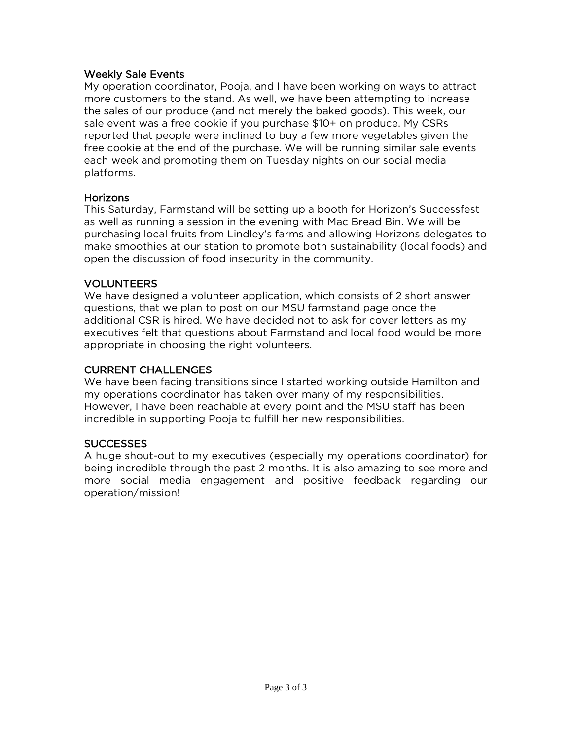### Weekly Sale Events

My operation coordinator, Pooja, and I have been working on ways to attract more customers to the stand. As well, we have been attempting to increase the sales of our produce (and not merely the baked goods). This week, our sale event was a free cookie if you purchase $10+ on produce. My CSRs reported that people were inclined to buy a few more vegetables given the free cookie at the end of the purchase. We will be running similar sale events each week and promoting them on Tuesday nights on our social media platforms.

### Horizons

This Saturday, Farmstand will be setting up a booth for Horizon's Successfest as well as running a session in the evening with Mac Bread Bin. We will be purchasing local fruits from Lindley's farms and allowing Horizons delegates to make smoothies at our station to promote both sustainability (local foods) and open the discussion of food insecurity in the community.

### VOLUNTEERS

We have designed a volunteer application, which consists of 2 short answer questions, that we plan to post on our MSU farmstand page once the additional CSR is hired. We have decided not to ask for cover letters as my executives felt that questions about Farmstand and local food would be more appropriate in choosing the right volunteers.

### CURRENT CHALLENGES

We have been facing transitions since I started working outside Hamilton and my operations coordinator has taken over many of my responsibilities. However, I have been reachable at every point and the MSU staff has been incredible in supporting Pooja to fulfill her new responsibilities.

### SUCCESSES

A huge shout-out to my executives (especially my operations coordinator) for being incredible through the past 2 months. It is also amazing to see more and more social media engagement and positive feedback regarding our operation/mission!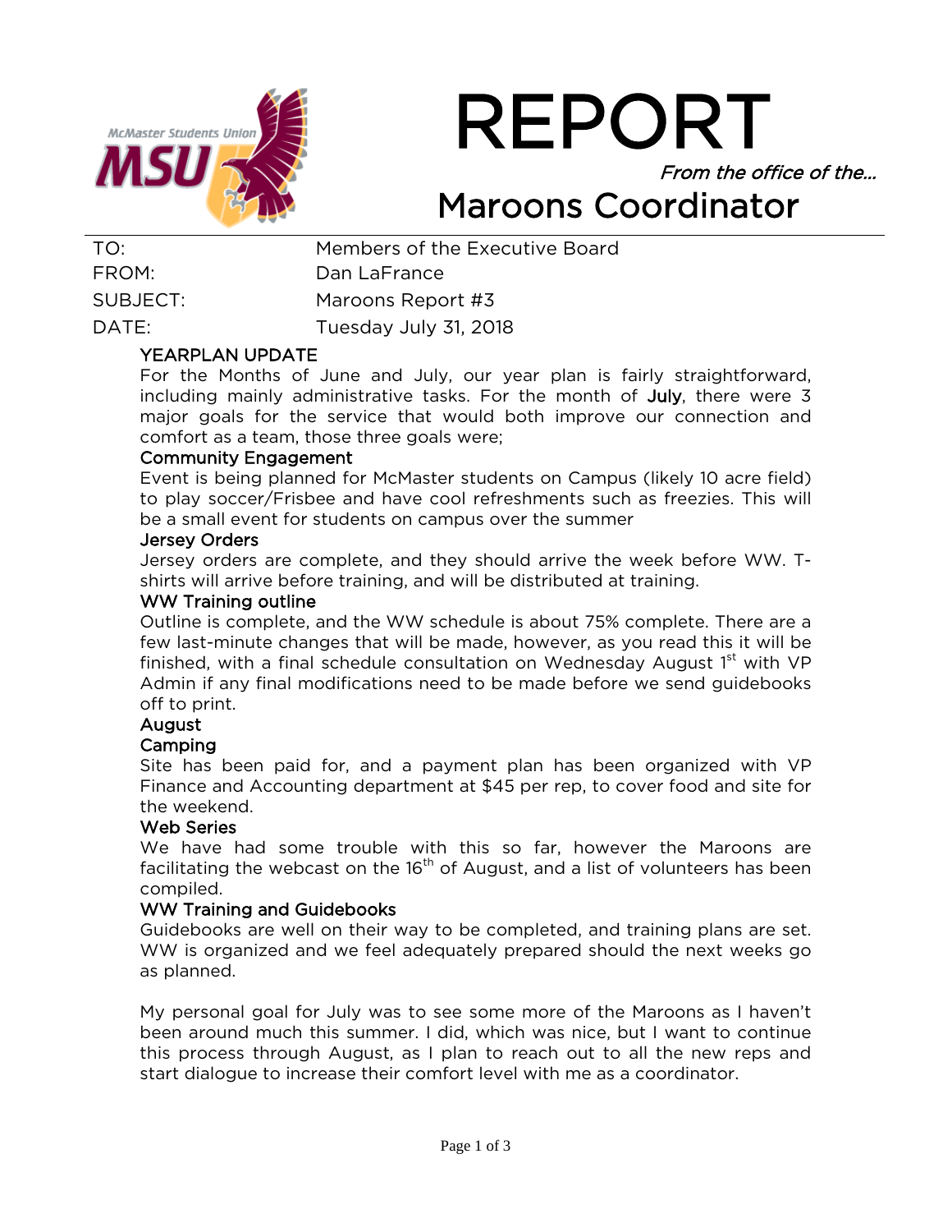# REPORT

*From the office of the…*

# Maroons Coordinator

| | |
|---|---|
| TO: | Members of the Executive Board |
| FROM: | Dan LaFrance |
| SUBJECT: | Maroons Report #3 |
| DATE: | Tuesday July 31, 2018 |

### YEARPLAN UPDATE

For the Months of June and July, our year plan is fairly straightforward, including mainly administrative tasks. For the month of **July**, there were 3 major goals for the service that would both improve our connection and comfort as a team, those three goals were;

#### Community Engagement

Event is being planned for McMaster students on Campus (likely 10 acre field) to play soccer/Frisbee and have cool refreshments such as freezies. This will be a small event for students on campus over the summer

#### Jersey Orders

Jersey orders are complete, and they should arrive the week before WW. T-shirts will arrive before training, and will be distributed at training.

#### WW Training outline

Outline is complete, and the WW schedule is about 75% complete. There are a few last-minute changes that will be made, however, as you read this it will be finished, with a final schedule consultation on Wednesday August 1st with VP Admin if any final modifications need to be made before we send guidebooks off to print.

### August

#### Camping

Site has been paid for, and a payment plan has been organized with VP Finance and Accounting department at $45 per rep, to cover food and site for the weekend.

#### Web Series

We have had some trouble with this so far, however the Maroons are facilitating the webcast on the 16th of August, and a list of volunteers has been compiled.

#### WW Training and Guidebooks

Guidebooks are well on their way to be completed, and training plans are set. WW is organized and we feel adequately prepared should the next weeks go as planned.

My personal goal for July was to see some more of the Maroons as I haven't been around much this summer. I did, which was nice, but I want to continue this process through August, as I plan to reach out to all the new reps and start dialogue to increase their comfort level with me as a coordinator.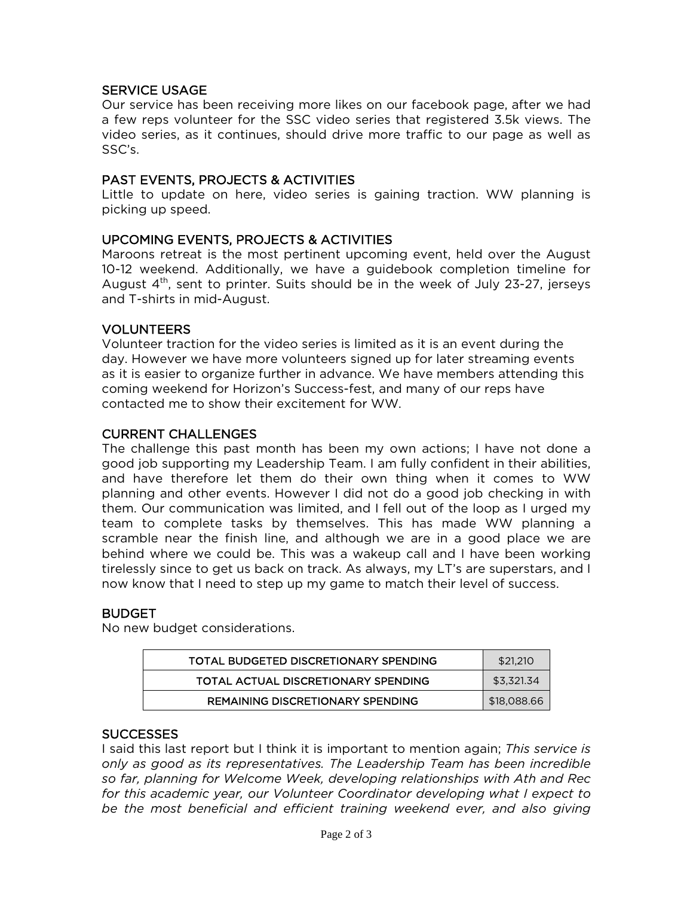## SERVICE USAGE

Our service has been receiving more likes on our facebook page, after we had a few reps volunteer for the SSC video series that registered 3.5k views. The video series, as it continues, should drive more traffic to our page as well as SSC's.

## PAST EVENTS, PROJECTS & ACTIVITIES

Little to update on here, video series is gaining traction. WW planning is picking up speed.

## UPCOMING EVENTS, PROJECTS & ACTIVITIES

Maroons retreat is the most pertinent upcoming event, held over the August 10-12 weekend. Additionally, we have a guidebook completion timeline for August 4th, sent to printer. Suits should be in the week of July 23-27, jerseys and T-shirts in mid-August.

## VOLUNTEERS

Volunteer traction for the video series is limited as it is an event during the day. However we have more volunteers signed up for later streaming events as it is easier to organize further in advance. We have members attending this coming weekend for Horizon's Success-fest, and many of our reps have contacted me to show their excitement for WW.

## CURRENT CHALLENGES

The challenge this past month has been my own actions; I have not done a good job supporting my Leadership Team. I am fully confident in their abilities, and have therefore let them do their own thing when it comes to WW planning and other events. However I did not do a good job checking in with them. Our communication was limited, and I fell out of the loop as I urged my team to complete tasks by themselves. This has made WW planning a scramble near the finish line, and although we are in a good place we are behind where we could be. This was a wakeup call and I have been working tirelessly since to get us back on track. As always, my LT's are superstars, and I now know that I need to step up my game to match their level of success.

## BUDGET

No new budget considerations.

| TOTAL BUDGETED DISCRETIONARY SPENDING | $21,210 |
| --- | --- |
| TOTAL ACTUAL DISCRETIONARY SPENDING | $3,321.34 |
| REMAINING DISCRETIONARY SPENDING | $18,088.66 |

## SUCCESSES

I said this last report but I think it is important to mention again; *This service is only as good as its representatives. The Leadership Team has been incredible so far, planning for Welcome Week, developing relationships with Ath and Rec for this academic year, our Volunteer Coordinator developing what I expect to be the most beneficial and efficient training weekend ever, and also giving*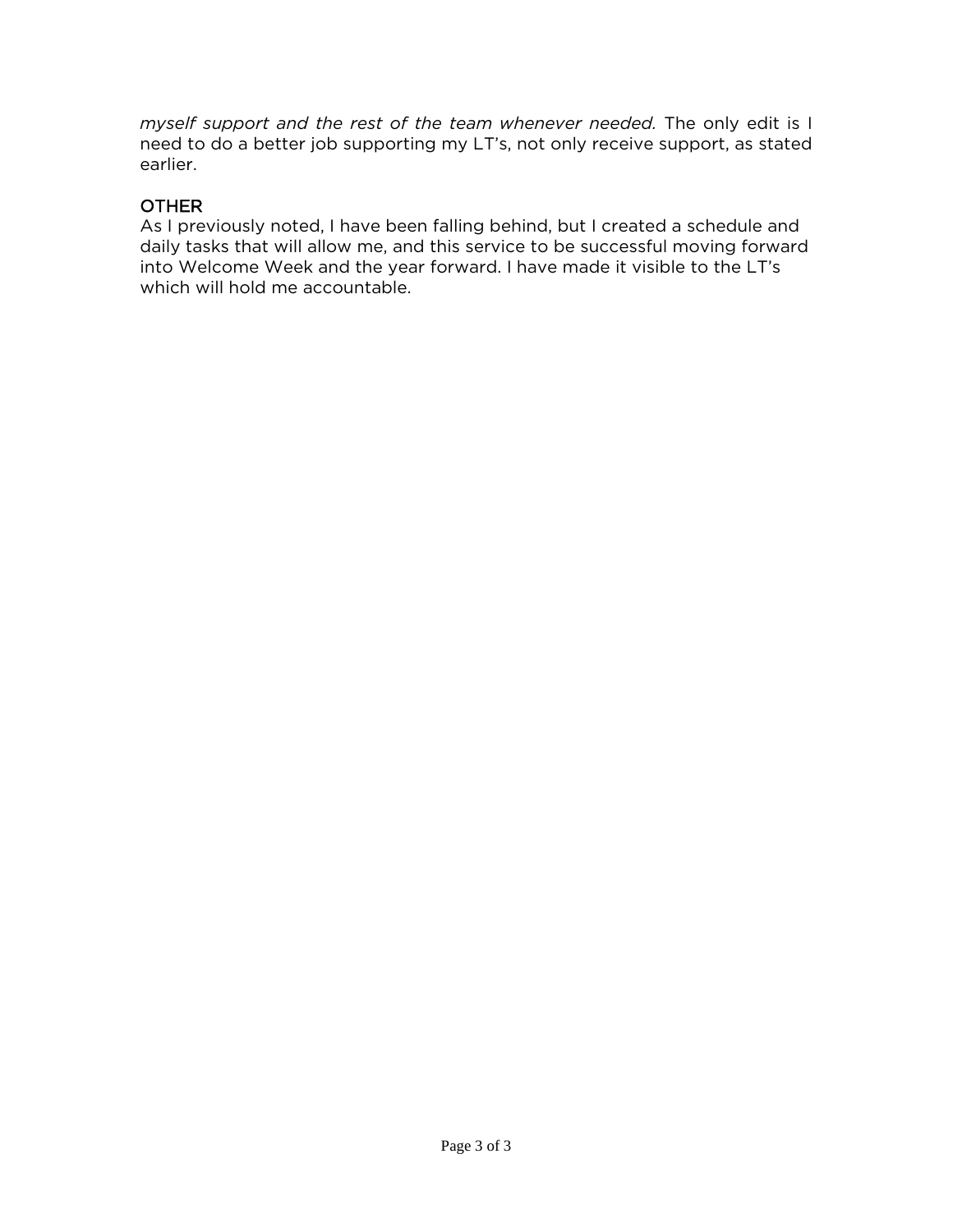*myself support and the rest of the team whenever needed.* The only edit is I need to do a better job supporting my LT's, not only receive support, as stated earlier.

## OTHER

As I previously noted, I have been falling behind, but I created a schedule and daily tasks that will allow me, and this service to be successful moving forward into Welcome Week and the year forward. I have made it visible to the LT's which will hold me accountable.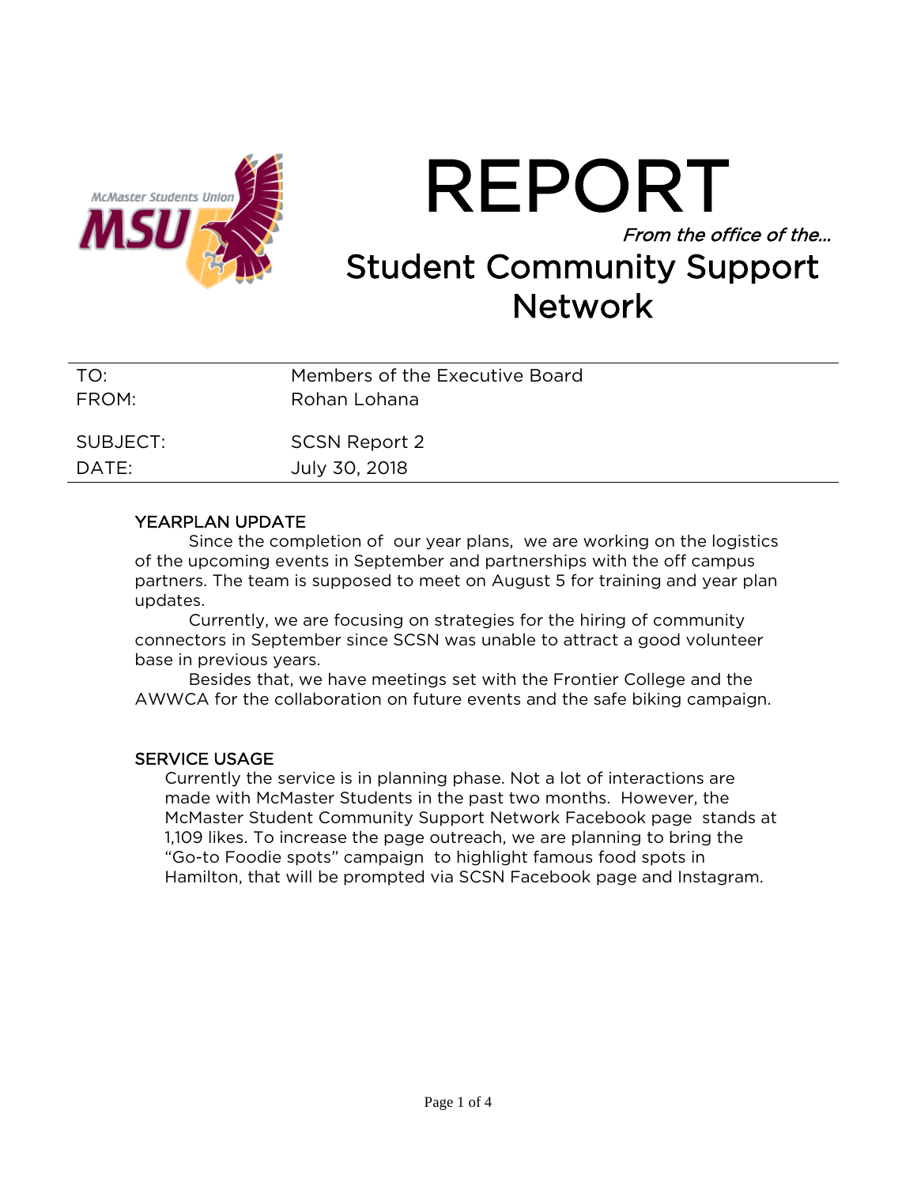# REPORT

*From the office of the…*

## Student Community Support Network

| | |
|---|---|
| TO: | Members of the Executive Board |
| FROM: | Rohan Lohana |
| SUBJECT: | SCSN Report 2 |
| DATE: | July 30, 2018 |

### YEARPLAN UPDATE

Since the completion of our year plans, we are working on the logistics of the upcoming events in September and partnerships with the off campus partners. The team is supposed to meet on August 5 for training and year plan updates.

Currently, we are focusing on strategies for the hiring of community connectors in September since SCSN was unable to attract a good volunteer base in previous years.

Besides that, we have meetings set with the Frontier College and the AWWCA for the collaboration on future events and the safe biking campaign.

### SERVICE USAGE

Currently the service is in planning phase. Not a lot of interactions are made with McMaster Students in the past two months. However, the McMaster Student Community Support Network Facebook page stands at 1,109 likes. To increase the page outreach, we are planning to bring the "Go-to Foodie spots" campaign to highlight famous food spots in Hamilton, that will be prompted via SCSN Facebook page and Instagram.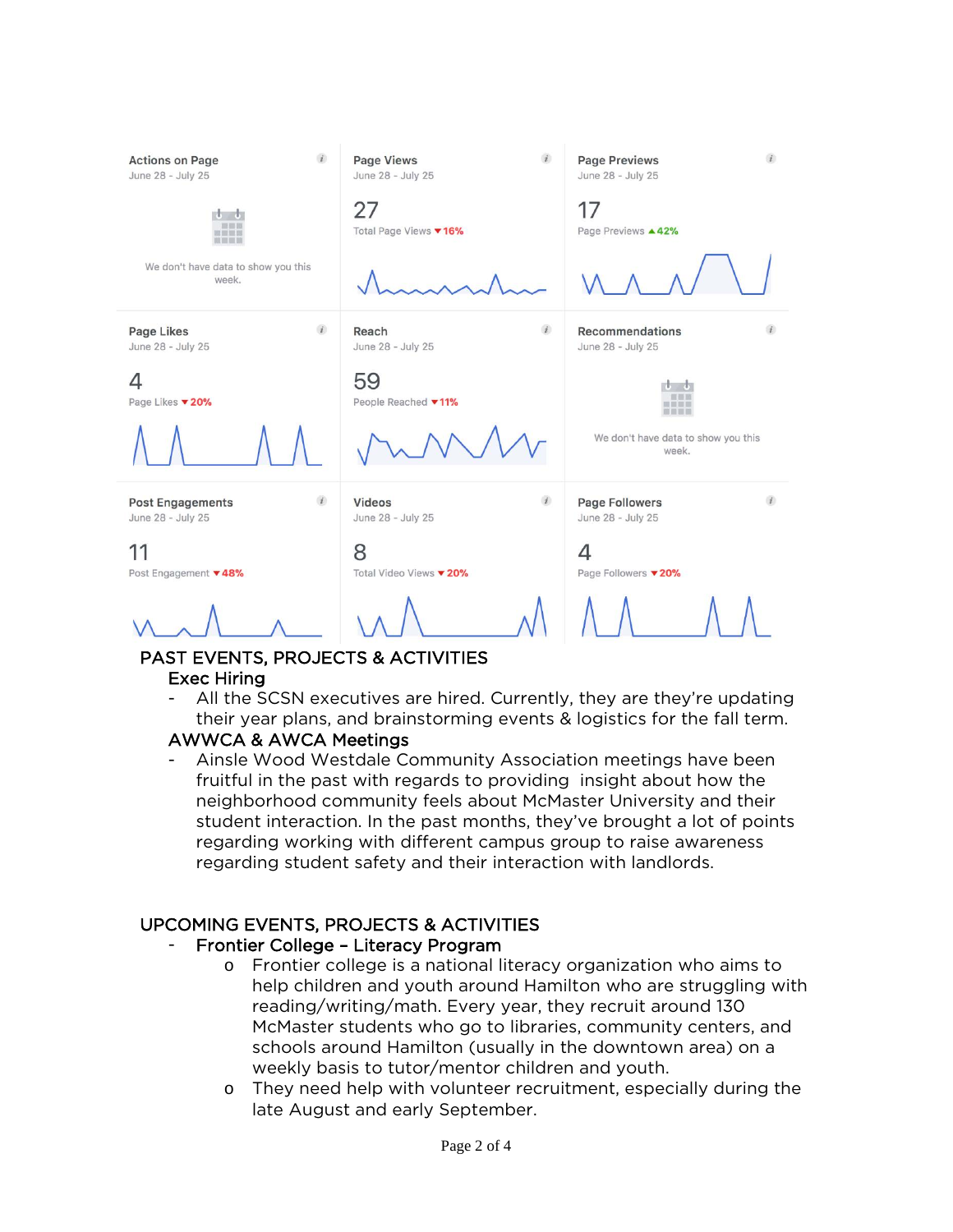| Actions on Page<br>June 28 - July 25 | Page Views<br>June 28 - July 25 | Page Previews<br>June 28 - July 25 |
| --- | --- | --- |
| We don't have data to show you this week. | 27<br>Total Page Views ▼16% | 17<br>Page Previews ▲42% |

| Page Likes<br>June 28 - July 25 | Reach<br>June 28 - July 25 | Recommendations<br>June 28 - July 25 |
| --- | --- | --- |
| 4<br>Page Likes ▼20% | 59<br>People Reached ▼11% | We don't have data to show you this week. |

| Post Engagements<br>June 28 - July 25 | Videos<br>June 28 - July 25 | Page Followers<br>June 28 - July 25 |
| --- | --- | --- |
| 11<br>Post Engagement ▼48% | 8<br>Total Video Views ▼20% | 4<br>Page Followers ▼20% |

## PAST EVENTS, PROJECTS & ACTIVITIES

### Exec Hiring

- All the SCSN executives are hired. Currently, they are they're updating their year plans, and brainstorming events & logistics for the fall term.

### AWWCA & AWCA Meetings

- Ainsle Wood Westdale Community Association meetings have been fruitful in the past with regards to providing insight about how the neighborhood community feels about McMaster University and their student interaction. In the past months, they've brought a lot of points regarding working with different campus group to raise awareness regarding student safety and their interaction with landlords.

## UPCOMING EVENTS, PROJECTS & ACTIVITIES

- Frontier College – Literacy Program
  - Frontier college is a national literacy organization who aims to help children and youth around Hamilton who are struggling with reading/writing/math. Every year, they recruit around 130 McMaster students who go to libraries, community centers, and schools around Hamilton (usually in the downtown area) on a weekly basis to tutor/mentor children and youth.
  - They need help with volunteer recruitment, especially during the late August and early September.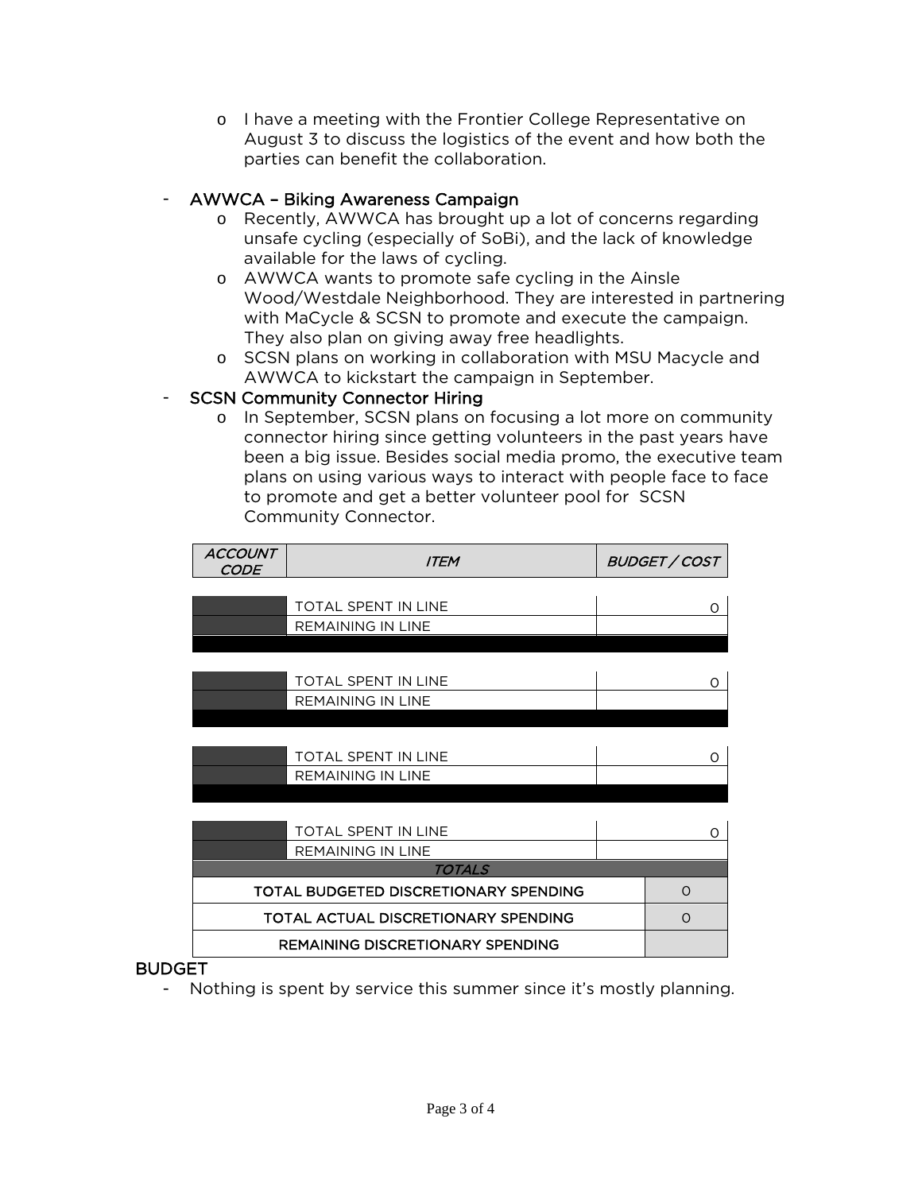- I have a meeting with the Frontier College Representative on August 3 to discuss the logistics of the event and how both the parties can benefit the collaboration.

- AWWCA – Biking Awareness Campaign
  - Recently, AWWCA has brought up a lot of concerns regarding unsafe cycling (especially of SoBi), and the lack of knowledge available for the laws of cycling.
  - AWWCA wants to promote safe cycling in the Ainsle Wood/Westdale Neighborhood. They are interested in partnering with MaCycle & SCSN to promote and execute the campaign. They also plan on giving away free headlights.
  - SCSN plans on working in collaboration with MSU Macycle and AWWCA to kickstart the campaign in September.
- SCSN Community Connector Hiring
  - In September, SCSN plans on focusing a lot more on community connector hiring since getting volunteers in the past years have been a big issue. Besides social media promo, the executive team plans on using various ways to interact with people face to face to promote and get a better volunteer pool for SCSN Community Connector.

| *ACCOUNT CODE* | *ITEM* | *BUDGET / COST* |
|---|---|---|
| | TOTAL SPENT IN LINE | 0 |
| | REMAINING IN LINE | |
| | TOTAL SPENT IN LINE | 0 |
| | REMAINING IN LINE | |
| | TOTAL SPENT IN LINE | 0 |
| | REMAINING IN LINE | |
| | TOTAL SPENT IN LINE | 0 |
| | REMAINING IN LINE | |

| *TOTALS* | |
|---|---|
| TOTAL BUDGETED DISCRETIONARY SPENDING | 0 |
| TOTAL ACTUAL DISCRETIONARY SPENDING | 0 |
| REMAINING DISCRETIONARY SPENDING | |

## BUDGET

- Nothing is spent by service this summer since it's mostly planning.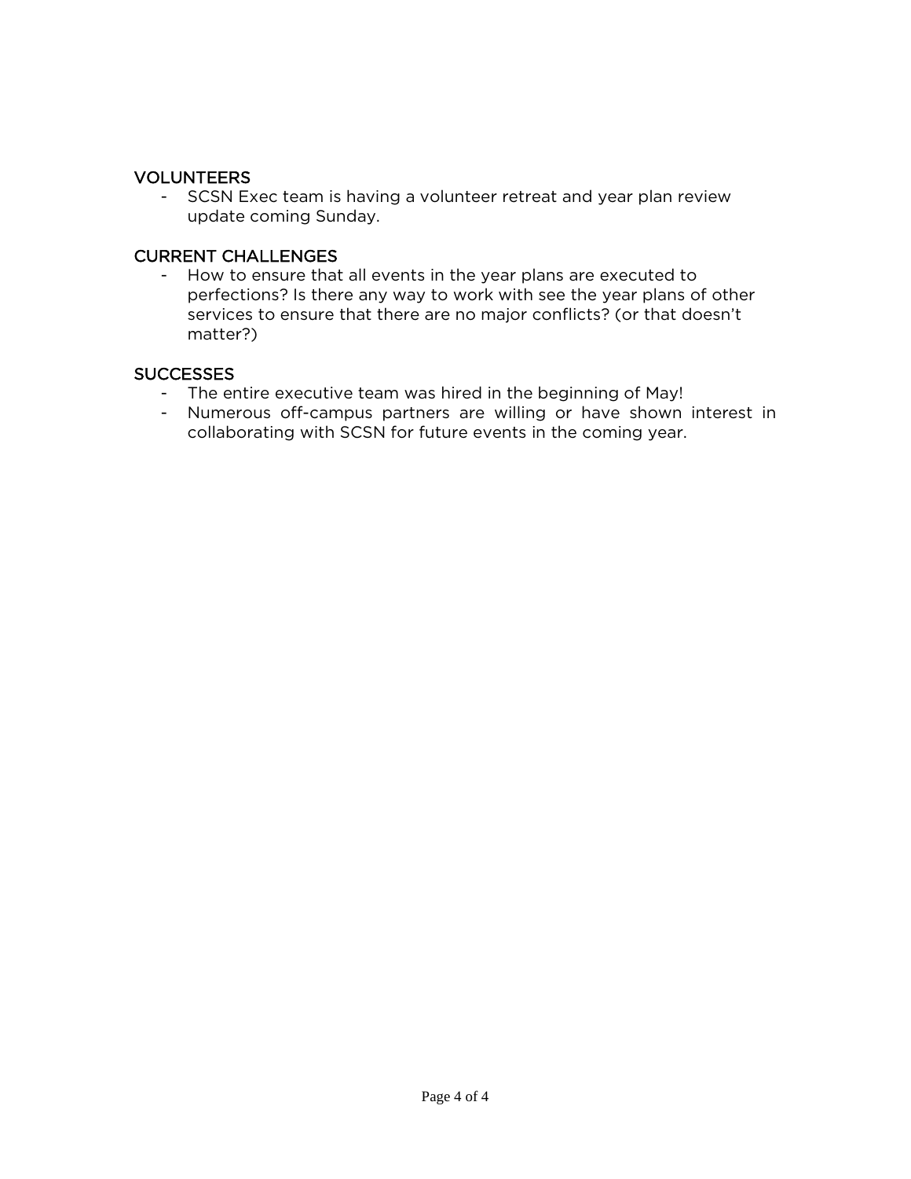## VOLUNTEERS

- SCSN Exec team is having a volunteer retreat and year plan review update coming Sunday.

## CURRENT CHALLENGES

- How to ensure that all events in the year plans are executed to perfections? Is there any way to work with see the year plans of other services to ensure that there are no major conflicts? (or that doesn't matter?)

## SUCCESSES

- The entire executive team was hired in the beginning of May!
- Numerous off-campus partners are willing or have shown interest in collaborating with SCSN for future events in the coming year.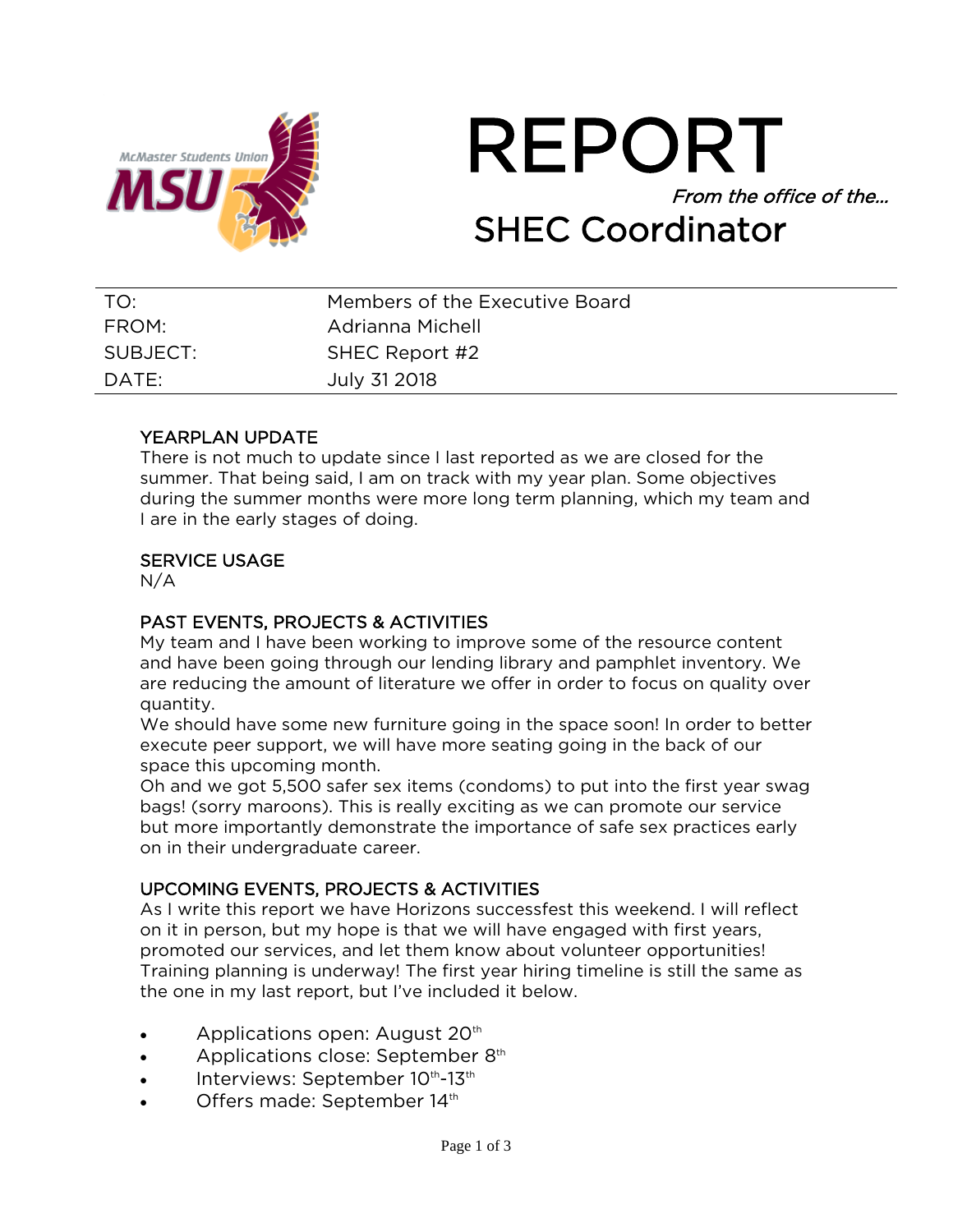# REPORT

*From the office of the…*

## SHEC Coordinator

| TO: | Members of the Executive Board |
|---|---|
| FROM: | Adrianna Michell |
| SUBJECT: | SHEC Report #2 |
| DATE: | July 31 2018 |

### YEARPLAN UPDATE

There is not much to update since I last reported as we are closed for the summer. That being said, I am on track with my year plan. Some objectives during the summer months were more long term planning, which my team and I are in the early stages of doing.

### SERVICE USAGE

N/A

### PAST EVENTS, PROJECTS & ACTIVITIES

My team and I have been working to improve some of the resource content and have been going through our lending library and pamphlet inventory. We are reducing the amount of literature we offer in order to focus on quality over quantity.

We should have some new furniture going in the space soon! In order to better execute peer support, we will have more seating going in the back of our space this upcoming month.

Oh and we got 5,500 safer sex items (condoms) to put into the first year swag bags! (sorry maroons). This is really exciting as we can promote our service but more importantly demonstrate the importance of safe sex practices early on in their undergraduate career.

### UPCOMING EVENTS, PROJECTS & ACTIVITIES

As I write this report we have Horizons successfest this weekend. I will reflect on it in person, but my hope is that we will have engaged with first years, promoted our services, and let them know about volunteer opportunities!

Training planning is underway! The first year hiring timeline is still the same as the one in my last report, but I've included it below.

- Applications open: August 20th
- Applications close: September 8th
- Interviews: September 10th-13th
- Offers made: September 14th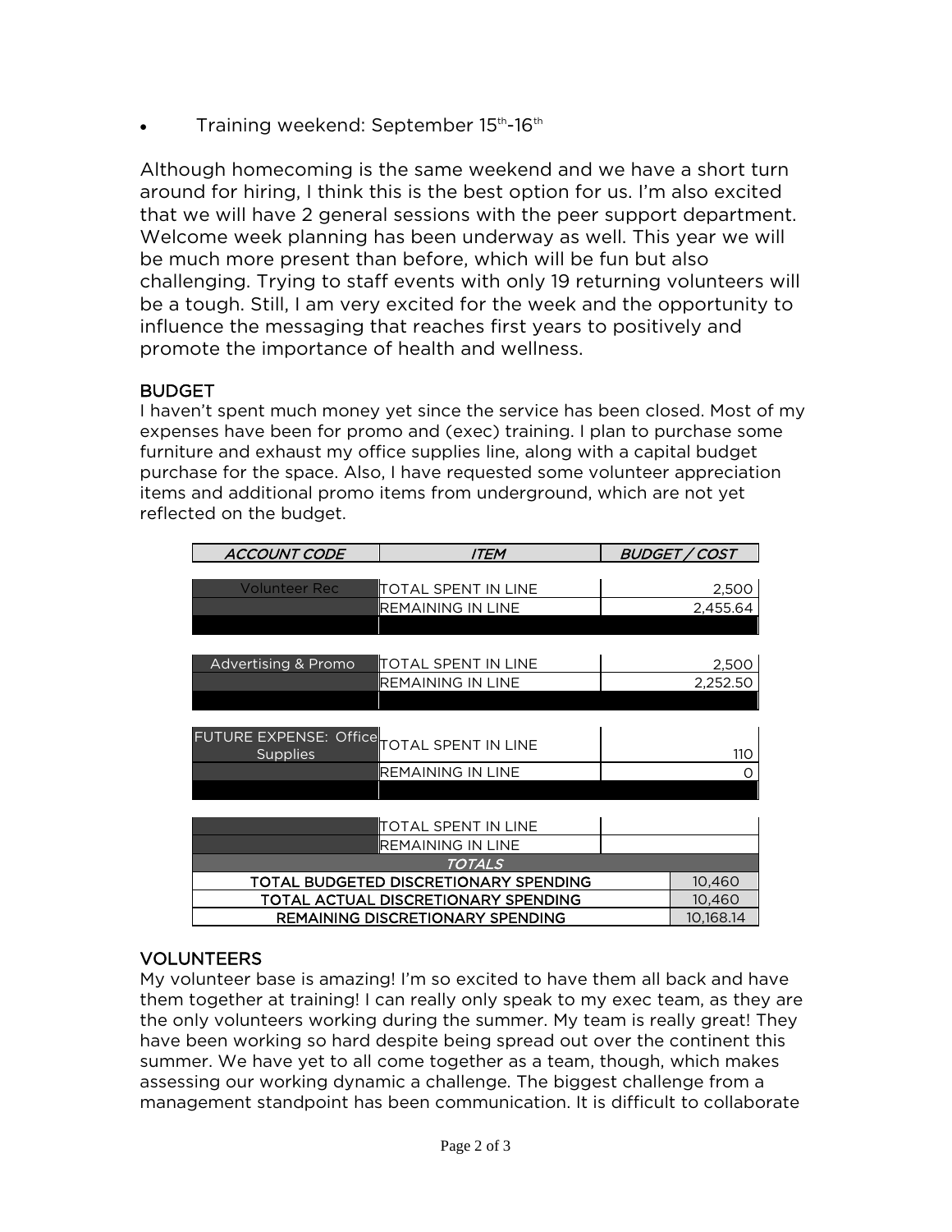- Training weekend: September 15th-16th

Although homecoming is the same weekend and we have a short turn around for hiring, I think this is the best option for us. I'm also excited that we will have 2 general sessions with the peer support department. Welcome week planning has been underway as well. This year we will be much more present than before, which will be fun but also challenging. Trying to staff events with only 19 returning volunteers will be a tough. Still, I am very excited for the week and the opportunity to influence the messaging that reaches first years to positively and promote the importance of health and wellness.

## BUDGET

I haven't spent much money yet since the service has been closed. Most of my expenses have been for promo and (exec) training. I plan to purchase some furniture and exhaust my office supplies line, along with a capital budget purchase for the space. Also, I have requested some volunteer appreciation items and additional promo items from underground, which are not yet reflected on the budget.

| *ACCOUNT CODE* | *ITEM* | *BUDGET / COST* |
|---|---|---|
| Volunteer Rec | TOTAL SPENT IN LINE | 2,500 |
| | REMAINING IN LINE | 2,455.64 |
| Advertising & Promo | TOTAL SPENT IN LINE | 2,500 |
| | REMAINING IN LINE | 2,252.50 |
| FUTURE EXPENSE: Office Supplies | TOTAL SPENT IN LINE | 110 |
| | REMAINING IN LINE | 0 |
| | TOTAL SPENT IN LINE | |
| | REMAINING IN LINE | |
| *TOTALS* | | |
| TOTAL BUDGETED DISCRETIONARY SPENDING | | 10,460 |
| TOTAL ACTUAL DISCRETIONARY SPENDING | | 10,460 |
| REMAINING DISCRETIONARY SPENDING | | 10,168.14 |

## VOLUNTEERS

My volunteer base is amazing! I'm so excited to have them all back and have them together at training! I can really only speak to my exec team, as they are the only volunteers working during the summer. My team is really great! They have been working so hard despite being spread out over the continent this summer. We have yet to all come together as a team, though, which makes assessing our working dynamic a challenge. The biggest challenge from a management standpoint has been communication. It is difficult to collaborate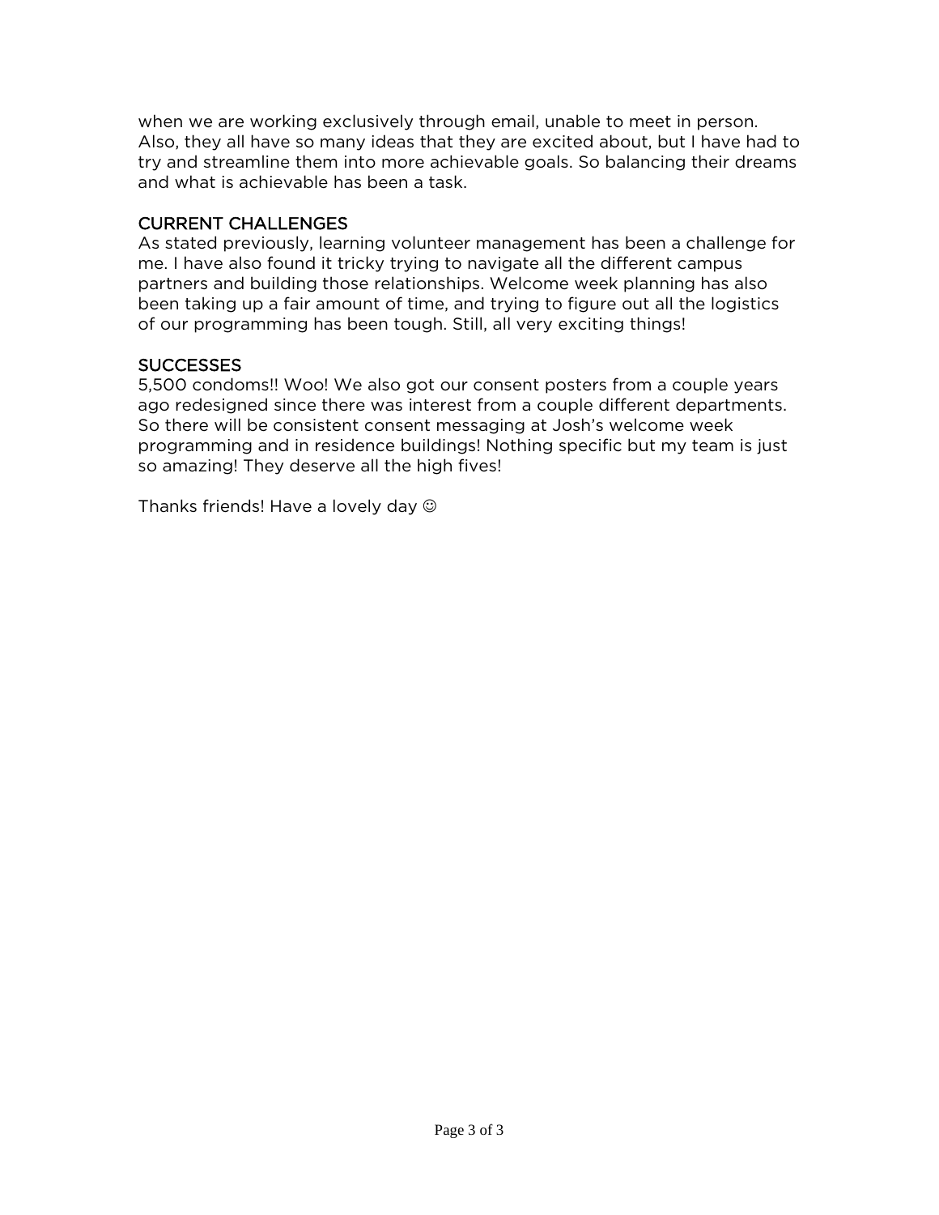when we are working exclusively through email, unable to meet in person. Also, they all have so many ideas that they are excited about, but I have had to try and streamline them into more achievable goals. So balancing their dreams and what is achievable has been a task.

## CURRENT CHALLENGES

As stated previously, learning volunteer management has been a challenge for me. I have also found it tricky trying to navigate all the different campus partners and building those relationships. Welcome week planning has also been taking up a fair amount of time, and trying to figure out all the logistics of our programming has been tough. Still, all very exciting things!

## SUCCESSES

5,500 condoms!! Woo! We also got our consent posters from a couple years ago redesigned since there was interest from a couple different departments. So there will be consistent consent messaging at Josh's welcome week programming and in residence buildings! Nothing specific but my team is just so amazing! They deserve all the high fives!

Thanks friends! Have a lovely day ☺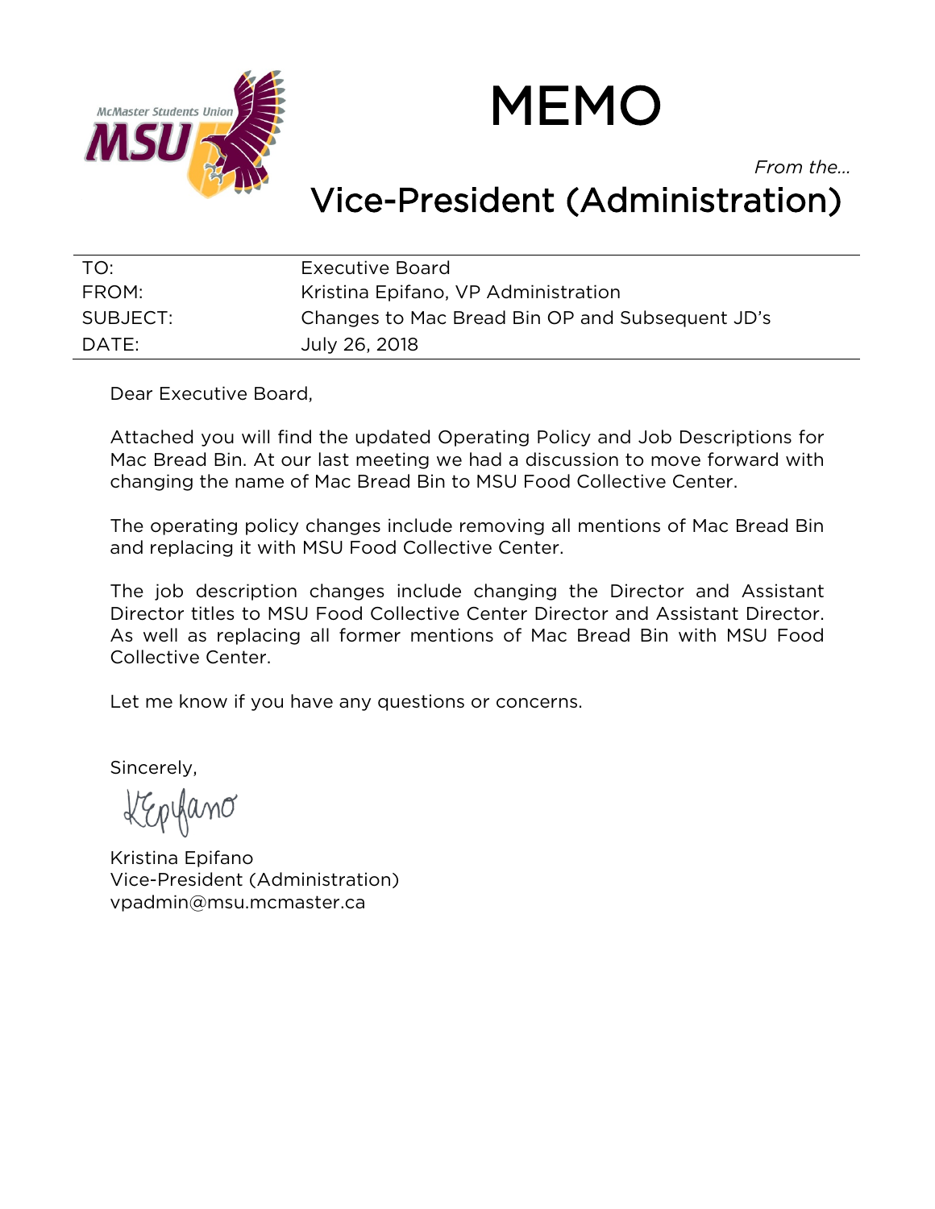# MEMO

*From the…*

## Vice-President (Administration)

| | |
|---|---|
| TO: | Executive Board |
| FROM: | Kristina Epifano, VP Administration |
| SUBJECT: | Changes to Mac Bread Bin OP and Subsequent JD's |
| DATE: | July 26, 2018 |

Dear Executive Board,

Attached you will find the updated Operating Policy and Job Descriptions for Mac Bread Bin. At our last meeting we had a discussion to move forward with changing the name of Mac Bread Bin to MSU Food Collective Center.

The operating policy changes include removing all mentions of Mac Bread Bin and replacing it with MSU Food Collective Center.

The job description changes include changing the Director and Assistant Director titles to MSU Food Collective Center Director and Assistant Director. As well as replacing all former mentions of Mac Bread Bin with MSU Food Collective Center.

Let me know if you have any questions or concerns.

Sincerely,

KEpifano

Kristina Epifano
Vice-President (Administration)
vpadmin@msu.mcmaster.ca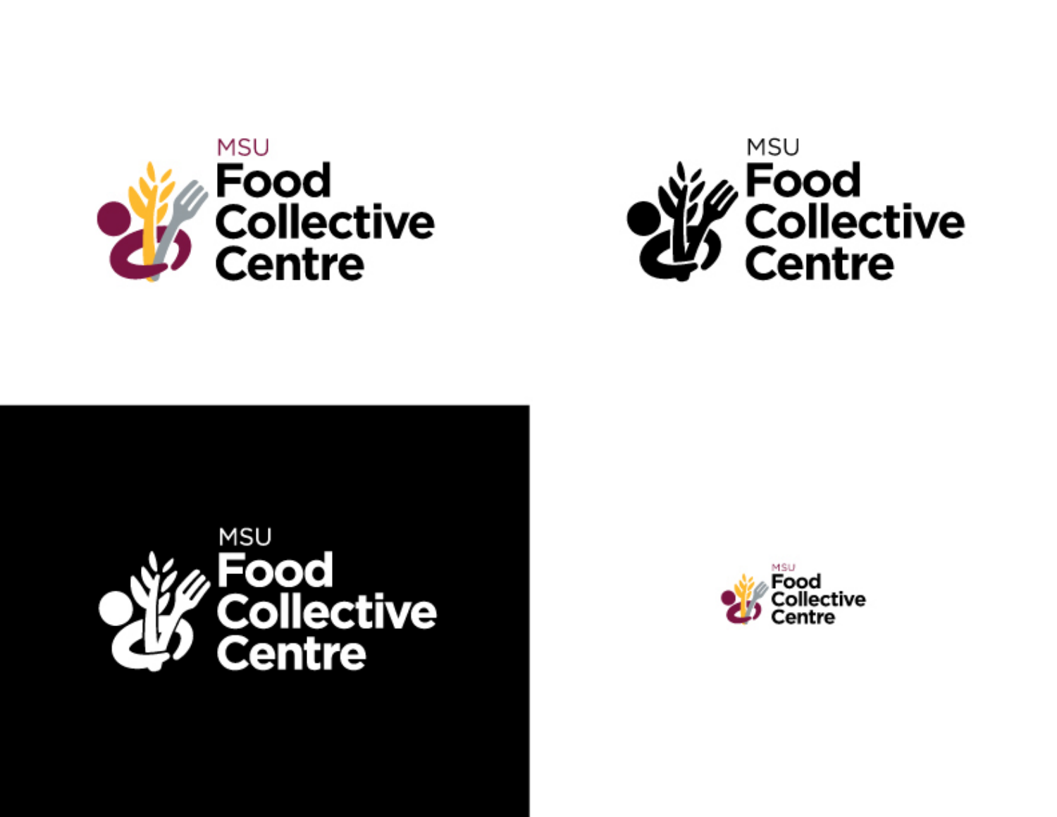MSU
Food
Collective
Centre

MSU
Food
Collective
Centre

MSU
Food
Collective
Centre

MSU
Food
Collective
Centre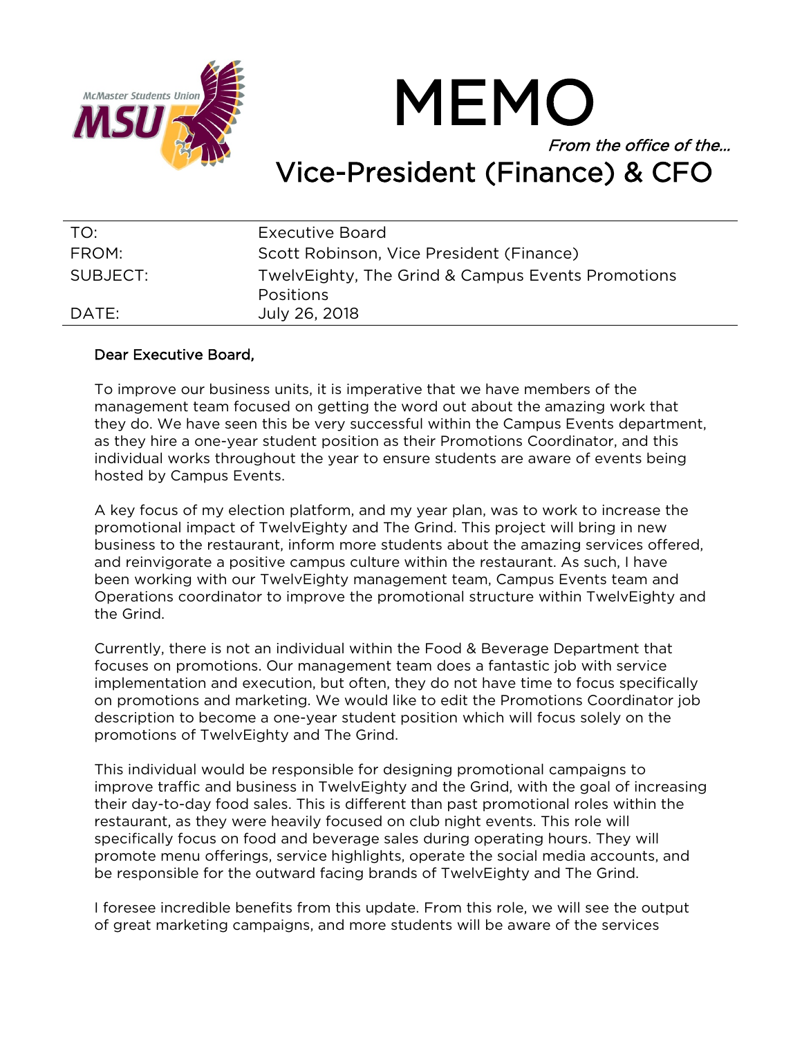# MEMO

*From the office of the…*

## Vice-President (Finance) & CFO

| | |
|---|---|
| TO: | Executive Board |
| FROM: | Scott Robinson, Vice President (Finance) |
| SUBJECT: | TwelvEighty, The Grind & Campus Events Promotions Positions |
| DATE: | July 26, 2018 |

**Dear Executive Board,**

To improve our business units, it is imperative that we have members of the management team focused on getting the word out about the amazing work that they do. We have seen this be very successful within the Campus Events department, as they hire a one-year student position as their Promotions Coordinator, and this individual works throughout the year to ensure students are aware of events being hosted by Campus Events.

A key focus of my election platform, and my year plan, was to work to increase the promotional impact of TwelvEighty and The Grind. This project will bring in new business to the restaurant, inform more students about the amazing services offered, and reinvigorate a positive campus culture within the restaurant. As such, I have been working with our TwelvEighty management team, Campus Events team and Operations coordinator to improve the promotional structure within TwelvEighty and the Grind.

Currently, there is not an individual within the Food & Beverage Department that focuses on promotions. Our management team does a fantastic job with service implementation and execution, but often, they do not have time to focus specifically on promotions and marketing. We would like to edit the Promotions Coordinator job description to become a one-year student position which will focus solely on the promotions of TwelvEighty and The Grind.

This individual would be responsible for designing promotional campaigns to improve traffic and business in TwelvEighty and the Grind, with the goal of increasing their day-to-day food sales. This is different than past promotional roles within the restaurant, as they were heavily focused on club night events. This role will specifically focus on food and beverage sales during operating hours. They will promote menu offerings, service highlights, operate the social media accounts, and be responsible for the outward facing brands of TwelvEighty and The Grind.

I foresee incredible benefits from this update. From this role, we will see the output of great marketing campaigns, and more students will be aware of the services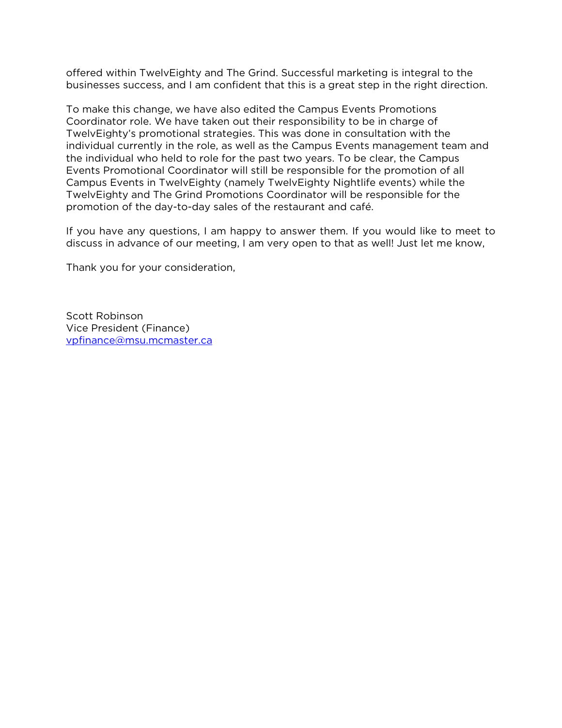offered within TwelvEighty and The Grind. Successful marketing is integral to the businesses success, and I am confident that this is a great step in the right direction.

To make this change, we have also edited the Campus Events Promotions Coordinator role. We have taken out their responsibility to be in charge of TwelvEighty's promotional strategies. This was done in consultation with the individual currently in the role, as well as the Campus Events management team and the individual who held to role for the past two years. To be clear, the Campus Events Promotional Coordinator will still be responsible for the promotion of all Campus Events in TwelvEighty (namely TwelvEighty Nightlife events) while the TwelvEighty and The Grind Promotions Coordinator will be responsible for the promotion of the day-to-day sales of the restaurant and café.

If you have any questions, I am happy to answer them. If you would like to meet to discuss in advance of our meeting, I am very open to that as well! Just let me know,

Thank you for your consideration,

Scott Robinson
Vice President (Finance)
vpfinance@msu.mcmaster.ca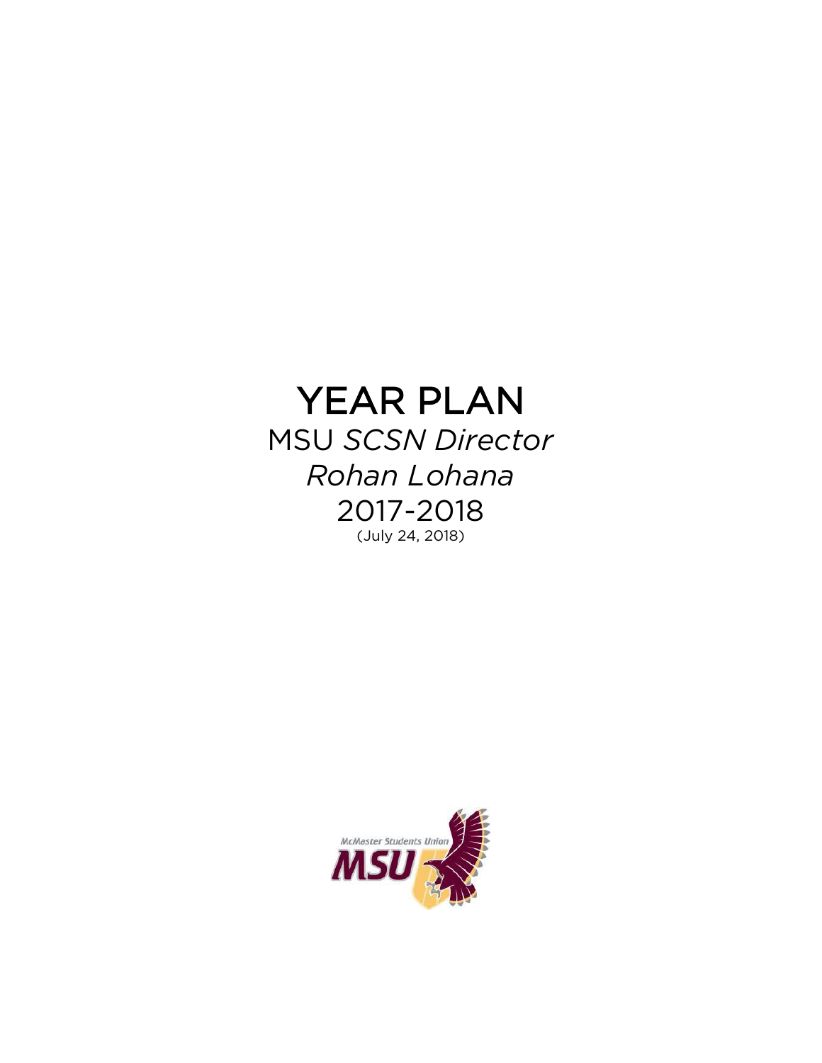# YEAR PLAN

MSU *SCSN Director*

*Rohan Lohana*

2017-2018

(July 24, 2018)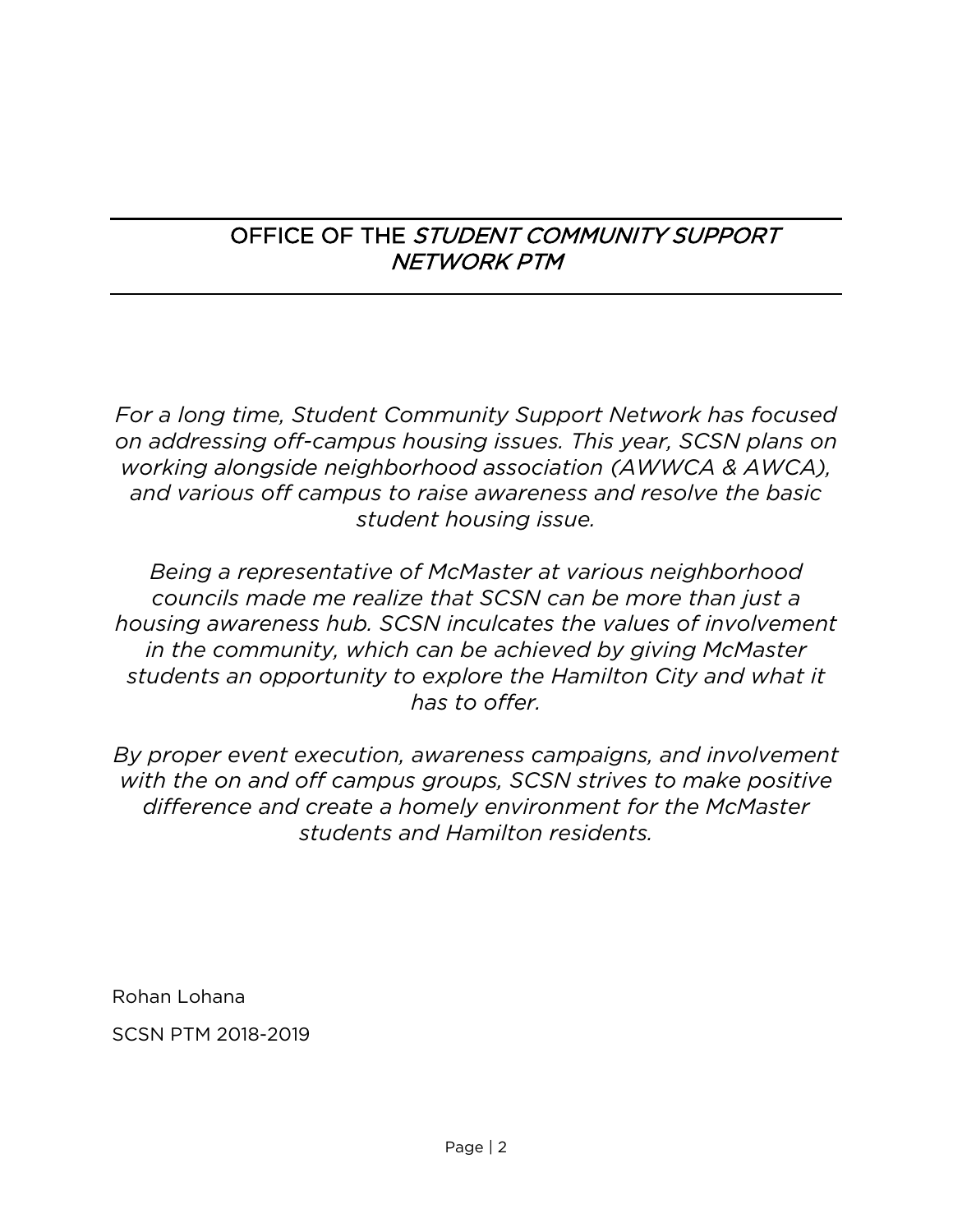# OFFICE OF THE *STUDENT COMMUNITY SUPPORT NETWORK PTM*

*For a long time, Student Community Support Network has focused on addressing off-campus housing issues. This year, SCSN plans on working alongside neighborhood association (AWWCA & AWCA), and various off campus to raise awareness and resolve the basic student housing issue.*

*Being a representative of McMaster at various neighborhood councils made me realize that SCSN can be more than just a housing awareness hub. SCSN inculcates the values of involvement in the community, which can be achieved by giving McMaster students an opportunity to explore the Hamilton City and what it has to offer.*

*By proper event execution, awareness campaigns, and involvement with the on and off campus groups, SCSN strives to make positive difference and create a homely environment for the McMaster students and Hamilton residents.*

Rohan Lohana

SCSN PTM 2018-2019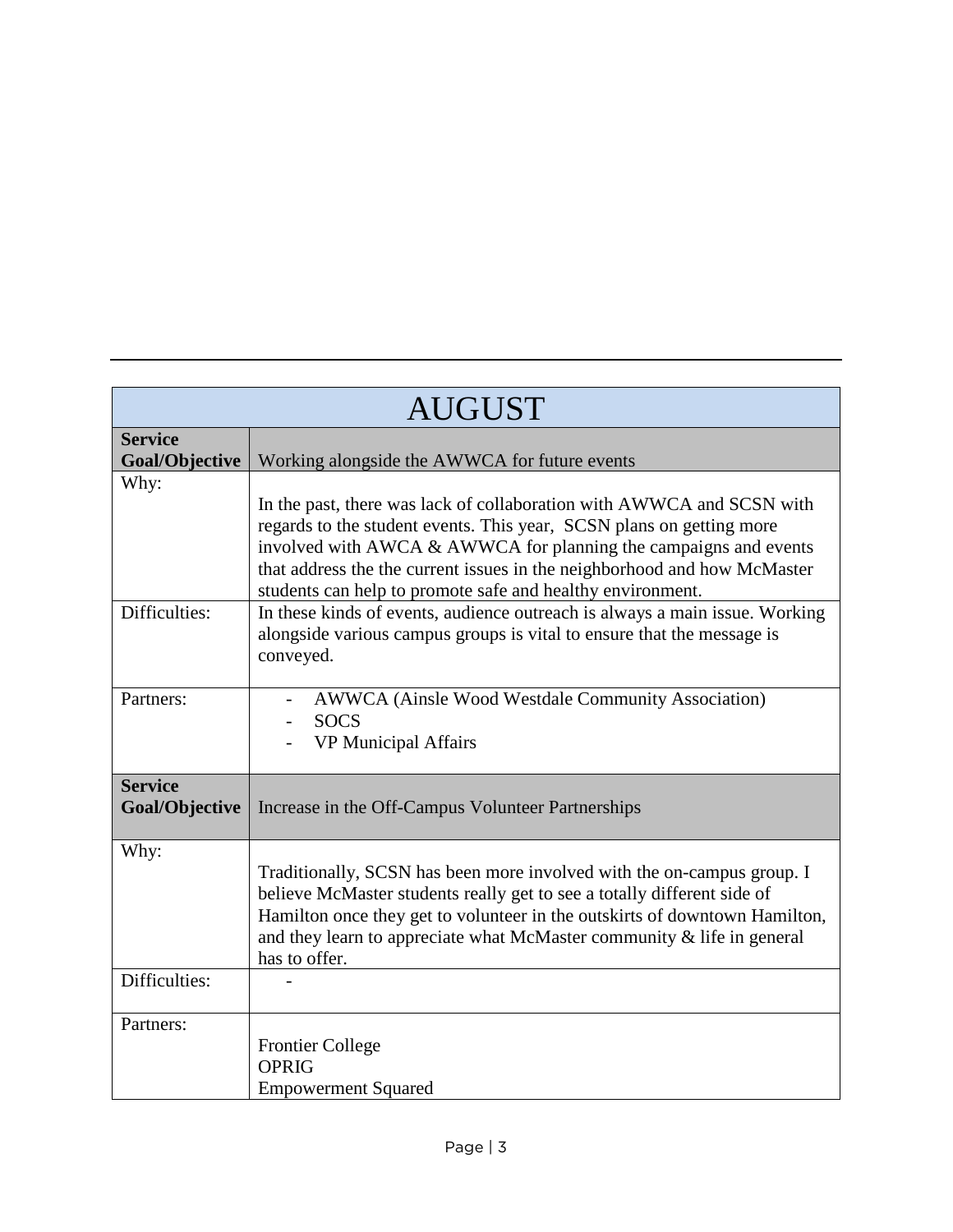| AUGUST | |
|---|---|
| **Service Goal/Objective** | Working alongside the AWWCA for future events |
| Why: | In the past, there was lack of collaboration with AWWCA and SCSN with regards to the student events. This year, SCSN plans on getting more involved with AWCA & AWWCA for planning the campaigns and events that address the the current issues in the neighborhood and how McMaster students can help to promote safe and healthy environment. |
| Difficulties: | In these kinds of events, audience outreach is always a main issue. Working alongside various campus groups is vital to ensure that the message is conveyed. |
| Partners: | - AWWCA (Ainsle Wood Westdale Community Association)<br>- SOCS<br>- VP Municipal Affairs |
| **Service Goal/Objective** | Increase in the Off-Campus Volunteer Partnerships |
| Why: | Traditionally, SCSN has been more involved with the on-campus group. I believe McMaster students really get to see a totally different side of Hamilton once they get to volunteer in the outskirts of downtown Hamilton, and they learn to appreciate what McMaster community & life in general has to offer. |
| Difficulties: | - |
| Partners: | Frontier College<br>OPRIG<br>Empowerment Squared |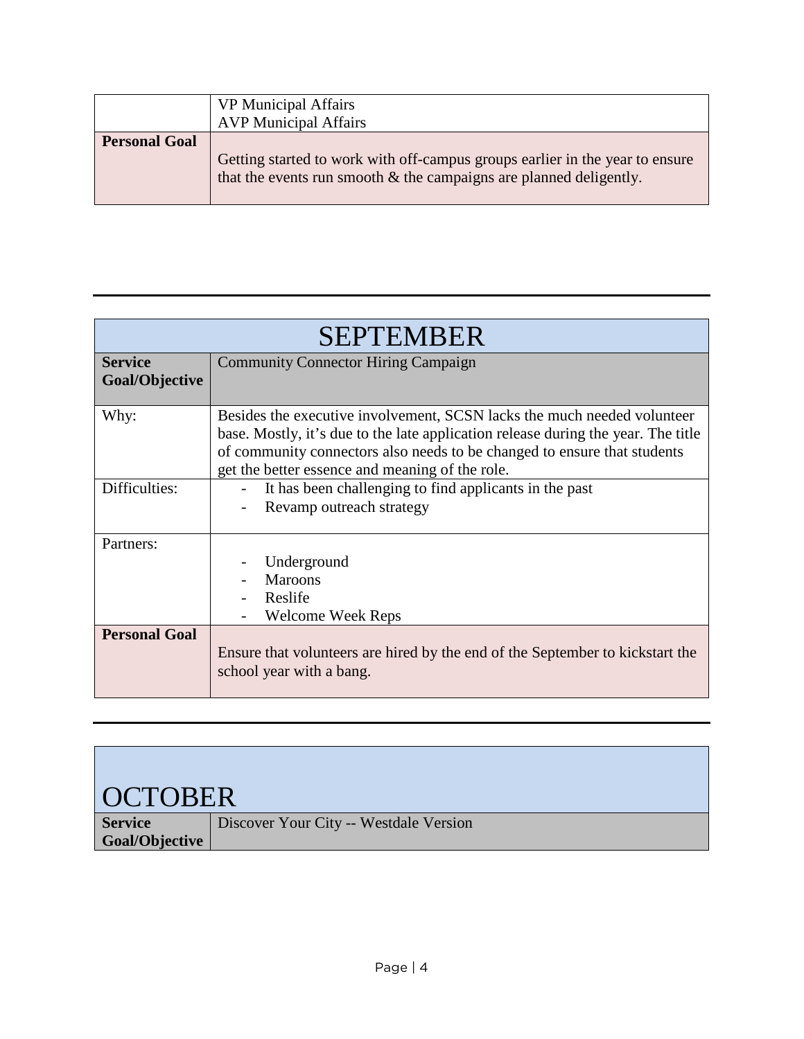| | |
|---|---|
| | VP Municipal Affairs<br>AVP Municipal Affairs |
| **Personal Goal** | Getting started to work with off-campus groups earlier in the year to ensure that the events run smooth & the campaigns are planned deligently. |

---

| SEPTEMBER | |
|---|---|
| **Service Goal/Objective** | Community Connector Hiring Campaign |
| Why: | Besides the executive involvement, SCSN lacks the much needed volunteer base. Mostly, it's due to the late application release during the year. The title of community connectors also needs to be changed to ensure that students get the better essence and meaning of the role. |
| Difficulties: | - It has been challenging to find applicants in the past<br>- Revamp outreach strategy |
| Partners: | - Underground<br>- Maroons<br>- Reslife<br>- Welcome Week Reps |
| **Personal Goal** | Ensure that volunteers are hired by the end of the September to kickstart the school year with a bang. |

---

| OCTOBER | |
|---|---|
| **Service Goal/Objective** | Discover Your City -- Westdale Version |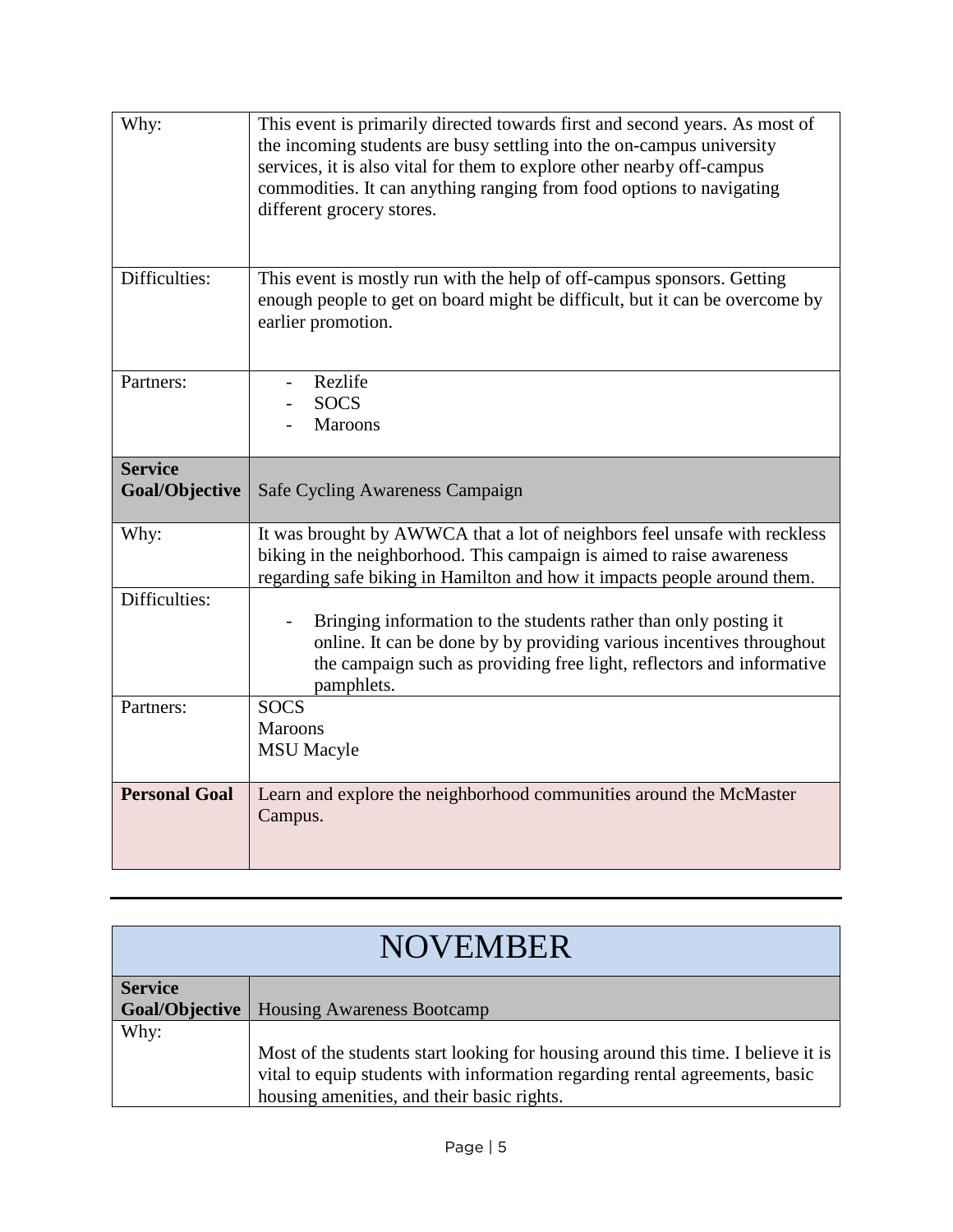| | |
|---|---|
| Why: | This event is primarily directed towards first and second years. As most of the incoming students are busy settling into the on-campus university services, it is also vital for them to explore other nearby off-campus commodities. It can anything ranging from food options to navigating different grocery stores. |
| Difficulties: | This event is mostly run with the help of off-campus sponsors. Getting enough people to get on board might be difficult, but it can be overcome by earlier promotion. |
| Partners: | - Rezlife<br>- SOCS<br>- Maroons |
| **Service Goal/Objective** | Safe Cycling Awareness Campaign |
| Why: | It was brought by AWWCA that a lot of neighbors feel unsafe with reckless biking in the neighborhood. This campaign is aimed to raise awareness regarding safe biking in Hamilton and how it impacts people around them. |
| Difficulties: | - Bringing information to the students rather than only posting it online. It can be done by by providing various incentives throughout the campaign such as providing free light, reflectors and informative pamphlets. |
| Partners: | SOCS<br>Maroons<br>MSU Macyle |
| **Personal Goal** | Learn and explore the neighborhood communities around the McMaster Campus. |

---

| NOVEMBER | |
|---|---|
| **Service Goal/Objective** | Housing Awareness Bootcamp |
| Why: | Most of the students start looking for housing around this time. I believe it is vital to equip students with information regarding rental agreements, basic housing amenities, and their basic rights. |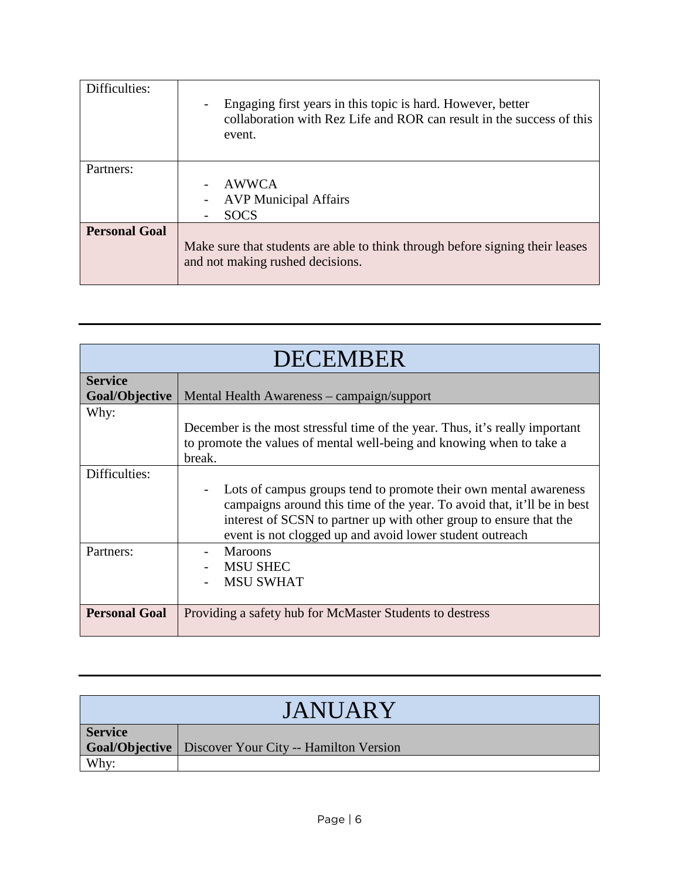| Difficulties: | - Engaging first years in this topic is hard. However, better collaboration with Rez Life and ROR can result in the success of this event. |
|---|---|
| Partners: | - AWWCA<br>- AVP Municipal Affairs<br>- SOCS |
| **Personal Goal** | Make sure that students are able to think through before signing their leases and not making rushed decisions. |

---

| DECEMBER | |
|---|---|
| **Service Goal/Objective** | Mental Health Awareness – campaign/support |
| Why: | December is the most stressful time of the year. Thus, it's really important to promote the values of mental well-being and knowing when to take a break. |
| Difficulties: | - Lots of campus groups tend to promote their own mental awareness campaigns around this time of the year. To avoid that, it'll be in best interest of SCSN to partner up with other group to ensure that the event is not clogged up and avoid lower student outreach |
| Partners: | - Maroons<br>- MSU SHEC<br>- MSU SWHAT |
| **Personal Goal** | Providing a safety hub for McMaster Students to destress |

---

| JANUARY | |
|---|---|
| **Service Goal/Objective** | Discover Your City -- Hamilton Version |
| Why: | |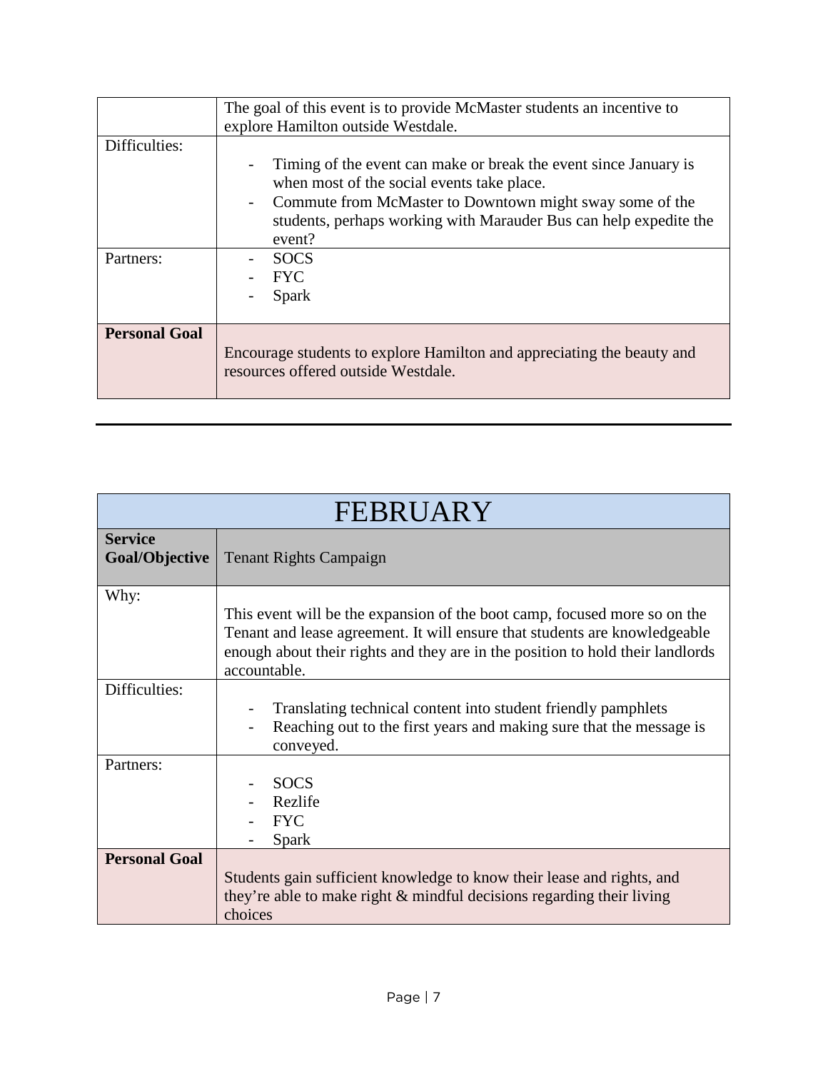| | |
|---|---|
| | The goal of this event is to provide McMaster students an incentive to explore Hamilton outside Westdale. |
| Difficulties: | - Timing of the event can make or break the event since January is when most of the social events take place.<br>- Commute from McMaster to Downtown might sway some of the students, perhaps working with Marauder Bus can help expedite the event? |
| Partners: | - SOCS<br>- FYC<br>- Spark |
| **Personal Goal** | Encourage students to explore Hamilton and appreciating the beauty and resources offered outside Westdale. |

---

| FEBRUARY | |
|---|---|
| **Service Goal/Objective** | Tenant Rights Campaign |
| Why: | This event will be the expansion of the boot camp, focused more so on the Tenant and lease agreement. It will ensure that students are knowledgeable enough about their rights and they are in the position to hold their landlords accountable. |
| Difficulties: | - Translating technical content into student friendly pamphlets<br>- Reaching out to the first years and making sure that the message is conveyed. |
| Partners: | - SOCS<br>- Rezlife<br>- FYC<br>- Spark |
| **Personal Goal** | Students gain sufficient knowledge to know their lease and rights, and they're able to make right & mindful decisions regarding their living choices |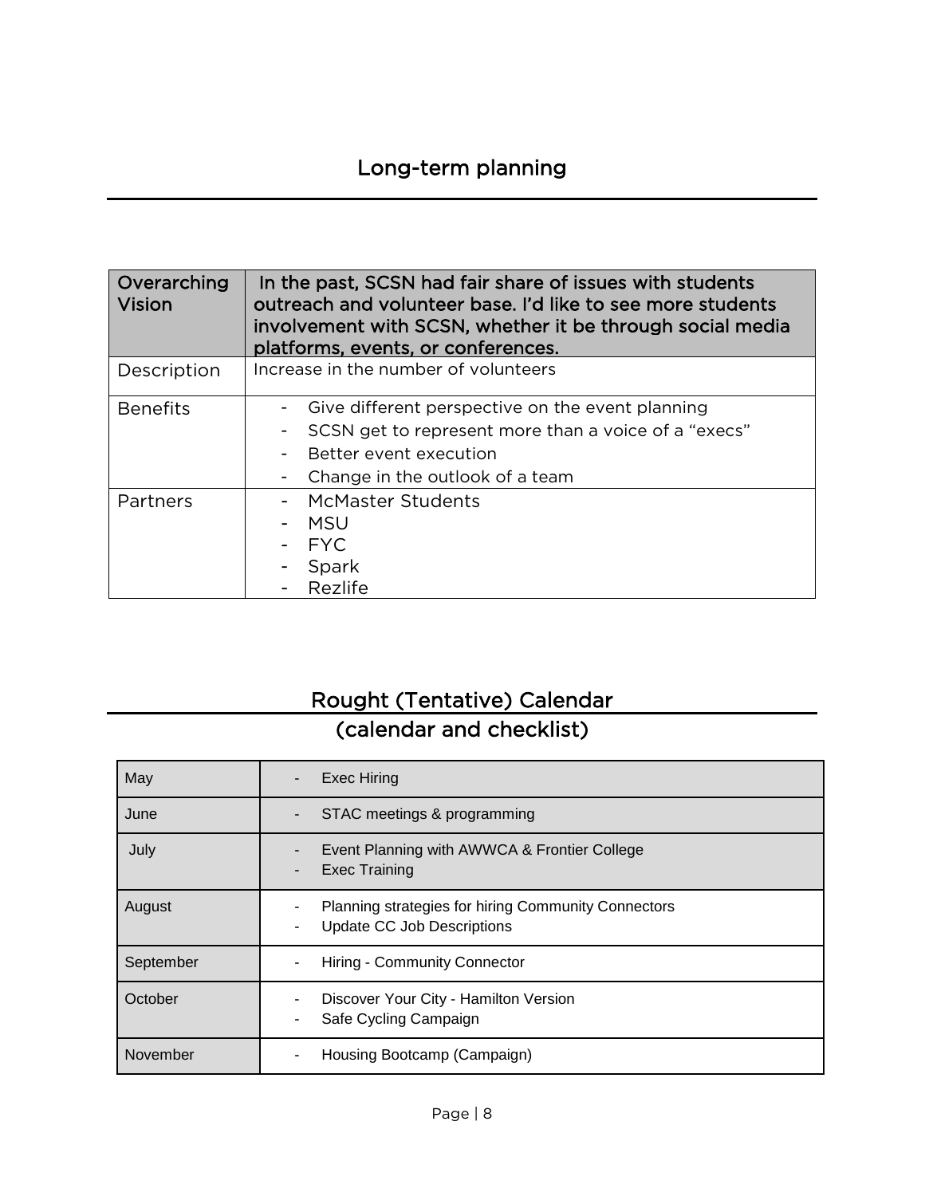# Long-term planning

| Overarching Vision | In the past, SCSN had fair share of issues with students outreach and volunteer base. I'd like to see more students involvement with SCSN, whether it be through social media platforms, events, or conferences. |
|---|---|
| Description | Increase in the number of volunteers |
| Benefits | - Give different perspective on the event planning<br>- SCSN get to represent more than a voice of a "execs"<br>- Better event execution<br>- Change in the outlook of a team |
| Partners | - McMaster Students<br>- MSU<br>- FYC<br>- Spark<br>- Rezlife |

# Rought (Tentative) Calendar

## (calendar and checklist)

| May | - Exec Hiring |
|---|---|
| June | - STAC meetings & programming |
| July | - Event Planning with AWWCA & Frontier College<br>- Exec Training |
| August | - Planning strategies for hiring Community Connectors<br>- Update CC Job Descriptions |
| September | - Hiring - Community Connector |
| October | - Discover Your City - Hamilton Version<br>- Safe Cycling Campaign |
| November | - Housing Bootcamp (Campaign) |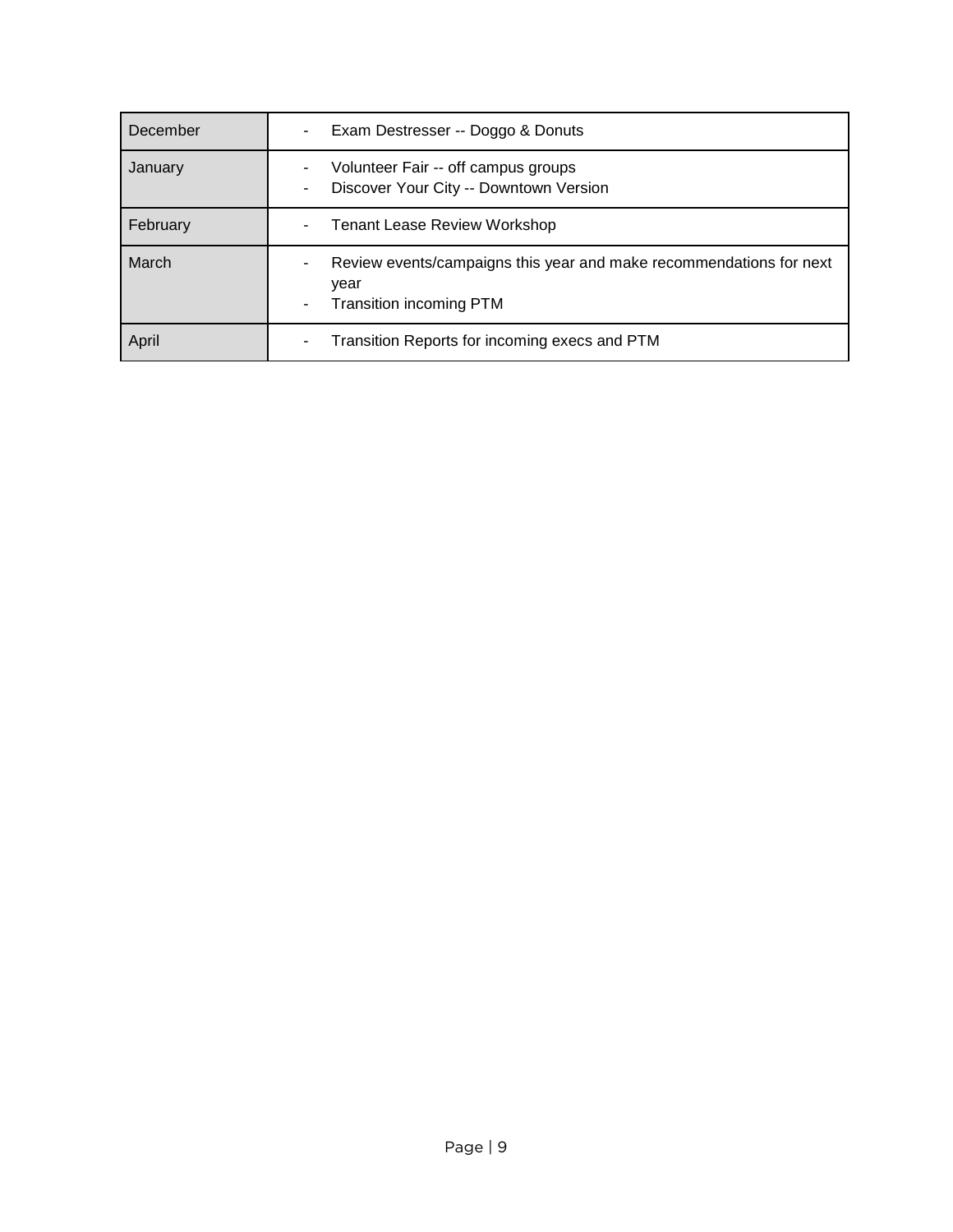| | |
|---|---|
| December | - Exam Destresser -- Doggo & Donuts |
| January | - Volunteer Fair -- off campus groups<br>- Discover Your City -- Downtown Version |
| February | - Tenant Lease Review Workshop |
| March | - Review events/campaigns this year and make recommendations for next year<br>- Transition incoming PTM |
| April | - Transition Reports for incoming execs and PTM |